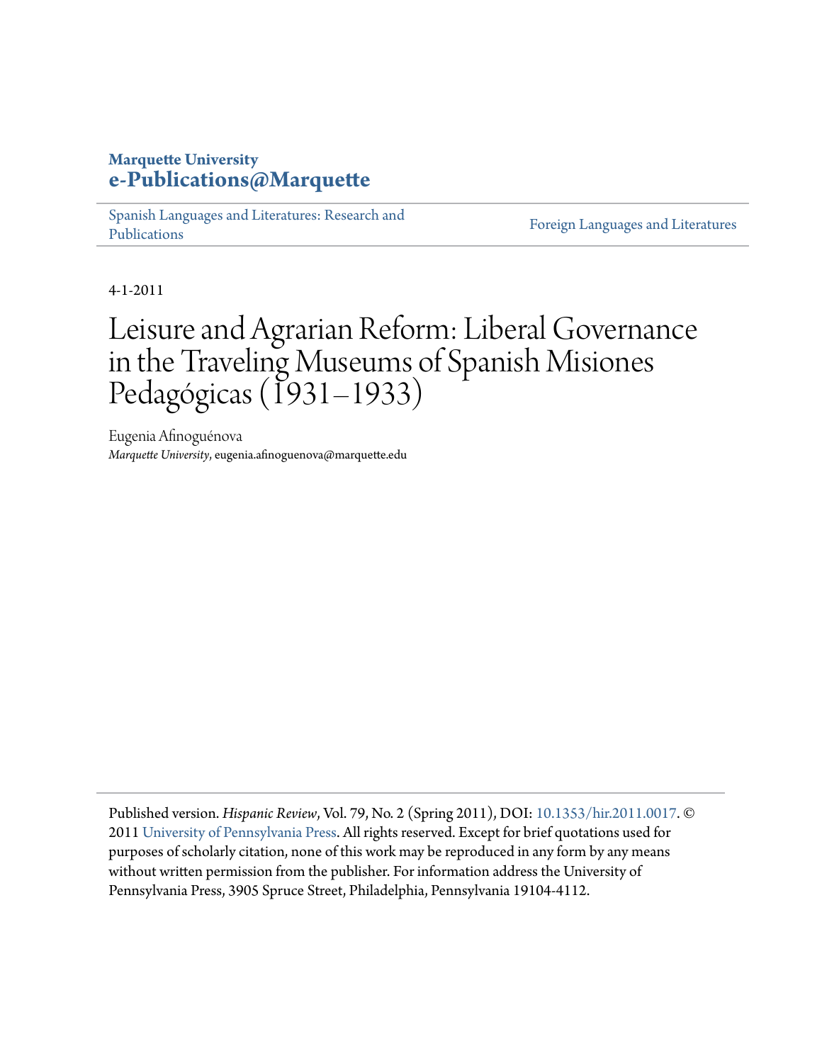**Marquette University**
**e-Publications@Marquette**

Spanish Languages and Literatures: Research and Publications | Foreign Languages and Literatures

4-1-2011

# Leisure and Agrarian Reform: Liberal Governance in the Traveling Museums of Spanish Misiones Pedagógicas (1931–1933)

Eugenia Afinoguénova
*Marquette University*, eugenia.afinoguenova@marquette.edu

Published version. *Hispanic Review*, Vol. 79, No. 2 (Spring 2011), DOI: 10.1353/hir.2011.0017. © 2011 University of Pennsylvania Press. All rights reserved. Except for brief quotations used for purposes of scholarly citation, none of this work may be reproduced in any form by any means without written permission from the publisher. For information address the University of Pennsylvania Press, 3905 Spruce Street, Philadelphia, Pennsylvania 19104-4112.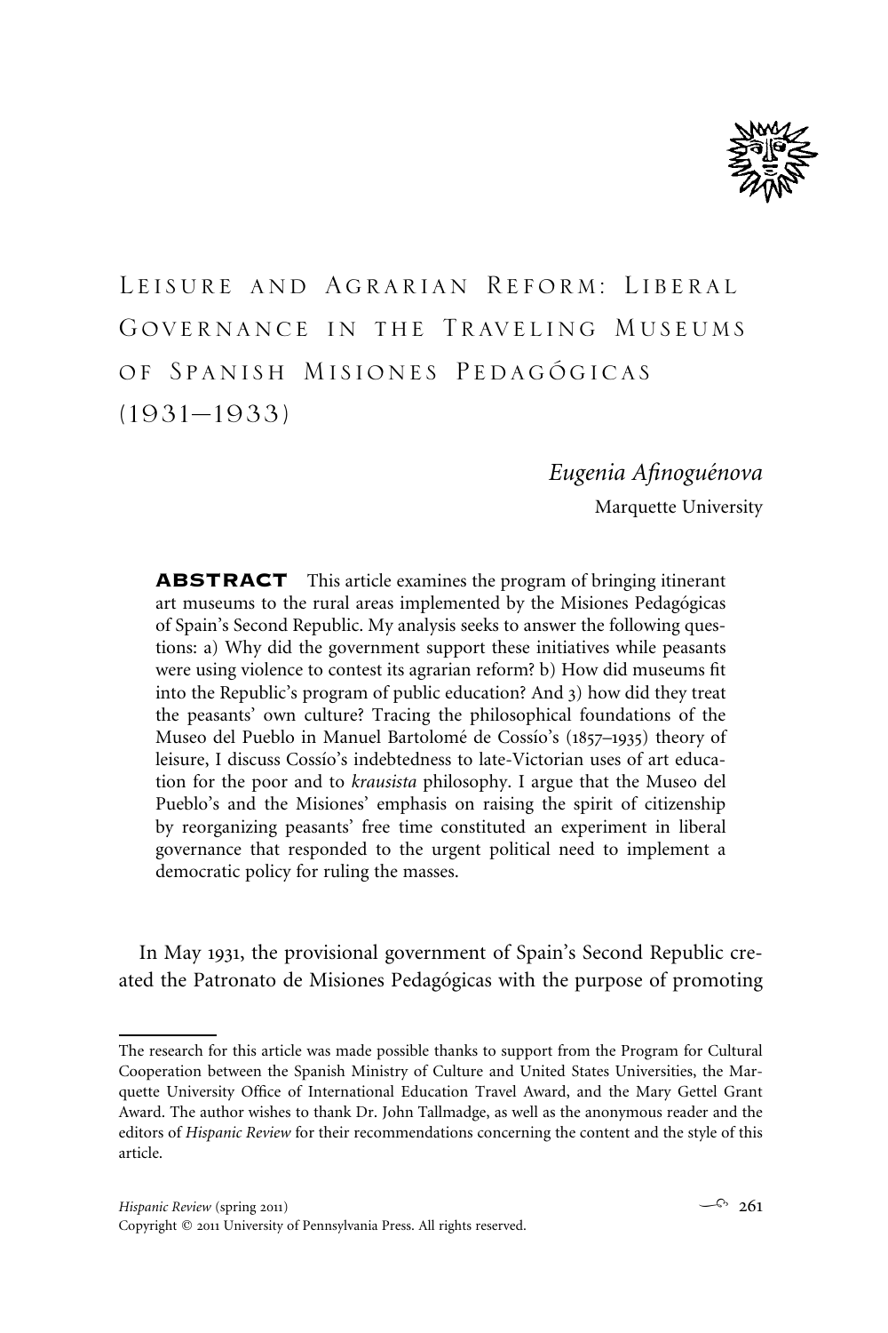# Leisure and Agrarian Reform: Liberal Governance in the Traveling Museums of Spanish Misiones Pedagógicas (1931–1933)

*Eugenia Afinoguénova*

Marquette University

**ABSTRACT** This article examines the program of bringing itinerant art museums to the rural areas implemented by the Misiones Pedagógicas of Spain's Second Republic. My analysis seeks to answer the following questions: a) Why did the government support these initiatives while peasants were using violence to contest its agrarian reform? b) How did museums fit into the Republic's program of public education? And 3) how did they treat the peasants' own culture? Tracing the philosophical foundations of the Museo del Pueblo in Manuel Bartolomé de Cossío's (1857–1935) theory of leisure, I discuss Cossío's indebtedness to late-Victorian uses of art education for the poor and to *krausista* philosophy. I argue that the Museo del Pueblo's and the Misiones' emphasis on raising the spirit of citizenship by reorganizing peasants' free time constituted an experiment in liberal governance that responded to the urgent political need to implement a democratic policy for ruling the masses.

In May 1931, the provisional government of Spain's Second Republic created the Patronato de Misiones Pedagógicas with the purpose of promoting

---

The research for this article was made possible thanks to support from the Program for Cultural Cooperation between the Spanish Ministry of Culture and United States Universities, the Marquette University Office of International Education Travel Award, and the Mary Gettel Grant Award. The author wishes to thank Dr. John Tallmadge, as well as the anonymous reader and the editors of *Hispanic Review* for their recommendations concerning the content and the style of this article.

*Hispanic Review* (spring 2011)
Copyright © 2011 University of Pennsylvania Press. All rights reserved.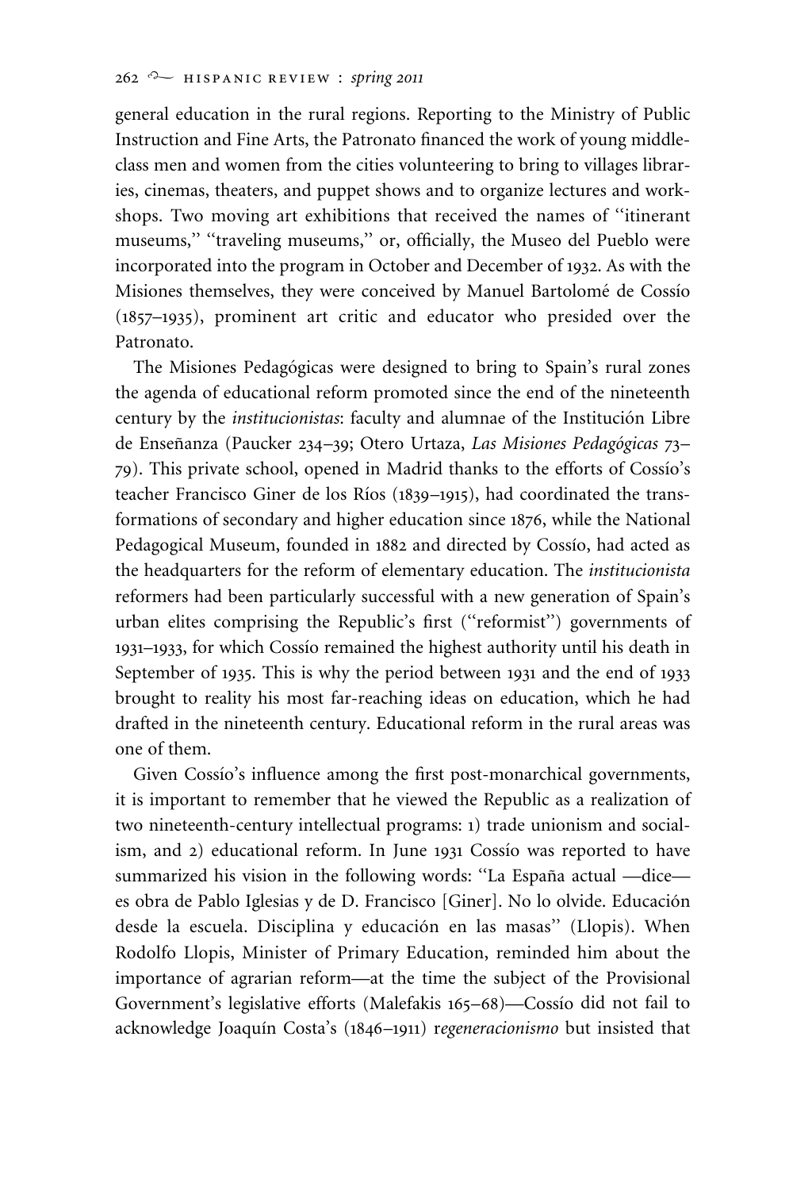general education in the rural regions. Reporting to the Ministry of Public Instruction and Fine Arts, the Patronato financed the work of young middle-class men and women from the cities volunteering to bring to villages libraries, cinemas, theaters, and puppet shows and to organize lectures and workshops. Two moving art exhibitions that received the names of ''itinerant museums,'' ''traveling museums,'' or, officially, the Museo del Pueblo were incorporated into the program in October and December of 1932. As with the Misiones themselves, they were conceived by Manuel Bartolomé de Cossío (1857–1935), prominent art critic and educator who presided over the Patronato.

The Misiones Pedagógicas were designed to bring to Spain's rural zones the agenda of educational reform promoted since the end of the nineteenth century by the *institucionistas*: faculty and alumnae of the Institución Libre de Enseñanza (Paucker 234–39; Otero Urtaza, *Las Misiones Pedagógicas* 73–79). This private school, opened in Madrid thanks to the efforts of Cossío's teacher Francisco Giner de los Ríos (1839–1915), had coordinated the transformations of secondary and higher education since 1876, while the National Pedagogical Museum, founded in 1882 and directed by Cossío, had acted as the headquarters for the reform of elementary education. The *institucionista* reformers had been particularly successful with a new generation of Spain's urban elites comprising the Republic's first (''reformist'') governments of 1931–1933, for which Cossío remained the highest authority until his death in September of 1935. This is why the period between 1931 and the end of 1933 brought to reality his most far-reaching ideas on education, which he had drafted in the nineteenth century. Educational reform in the rural areas was one of them.

Given Cossío's influence among the first post-monarchical governments, it is important to remember that he viewed the Republic as a realization of two nineteenth-century intellectual programs: 1) trade unionism and socialism, and 2) educational reform. In June 1931 Cossío was reported to have summarized his vision in the following words: ''La España actual —dice— es obra de Pablo Iglesias y de D. Francisco [Giner]. No lo olvide. Educación desde la escuela. Disciplina y educación en las masas'' (Llopis). When Rodolfo Llopis, Minister of Primary Education, reminded him about the importance of agrarian reform—at the time the subject of the Provisional Government's legislative efforts (Malefakis 165–68)—Cossío did not fail to acknowledge Joaquín Costa's (1846–1911) *regeneracionismo* but insisted that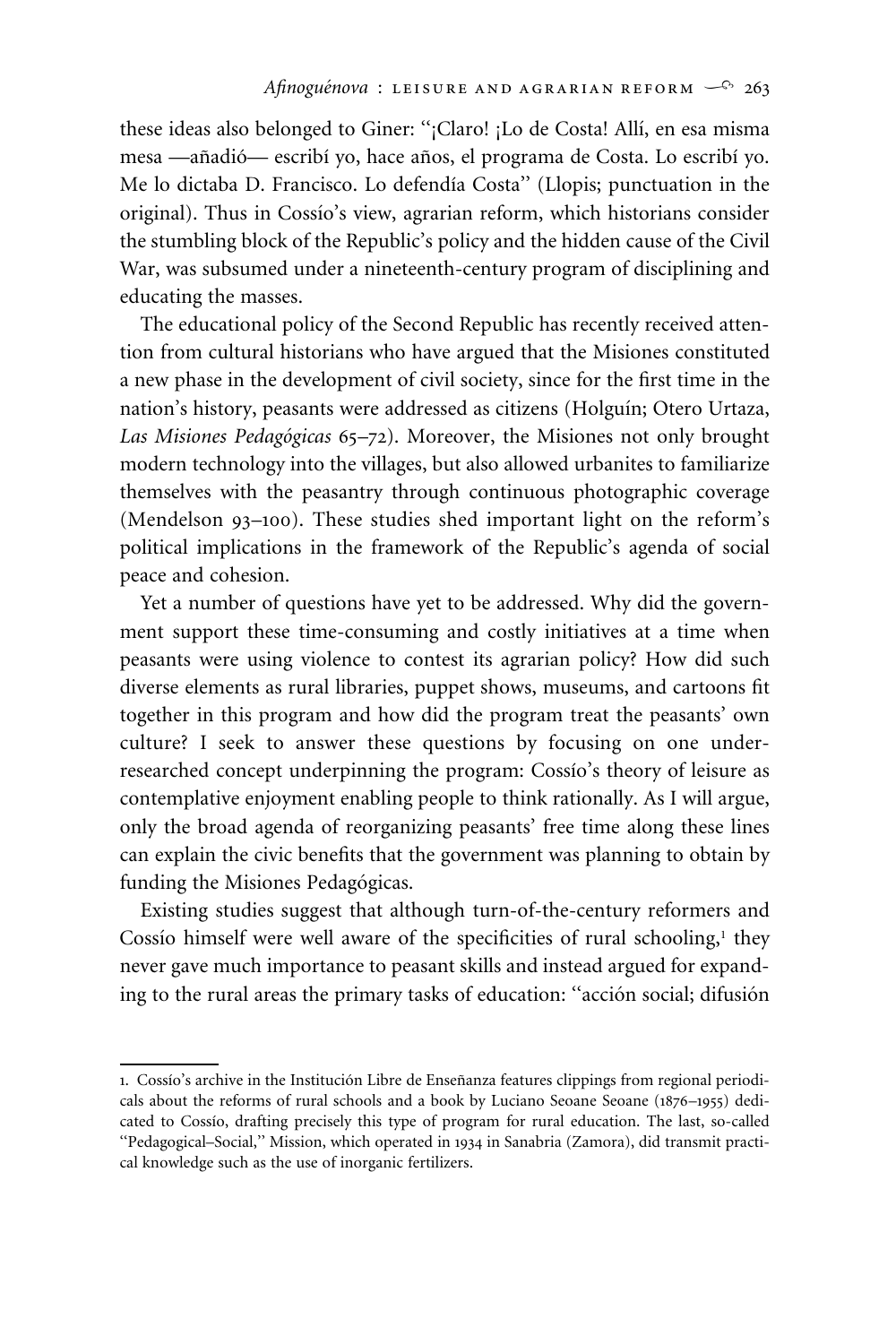these ideas also belonged to Giner: ''¡Claro! ¡Lo de Costa! Allí, en esa misma mesa —añadió— escribí yo, hace años, el programa de Costa. Lo escribí yo. Me lo dictaba D. Francisco. Lo defendía Costa'' (Llopis; punctuation in the original). Thus in Cossío's view, agrarian reform, which historians consider the stumbling block of the Republic's policy and the hidden cause of the Civil War, was subsumed under a nineteenth-century program of disciplining and educating the masses.

The educational policy of the Second Republic has recently received attention from cultural historians who have argued that the Misiones constituted a new phase in the development of civil society, since for the first time in the nation's history, peasants were addressed as citizens (Holguín; Otero Urtaza, *Las Misiones Pedagógicas* 65–72). Moreover, the Misiones not only brought modern technology into the villages, but also allowed urbanites to familiarize themselves with the peasantry through continuous photographic coverage (Mendelson 93–100). These studies shed important light on the reform's political implications in the framework of the Republic's agenda of social peace and cohesion.

Yet a number of questions have yet to be addressed. Why did the government support these time-consuming and costly initiatives at a time when peasants were using violence to contest its agrarian policy? How did such diverse elements as rural libraries, puppet shows, museums, and cartoons fit together in this program and how did the program treat the peasants' own culture? I seek to answer these questions by focusing on one under-researched concept underpinning the program: Cossío's theory of leisure as contemplative enjoyment enabling people to think rationally. As I will argue, only the broad agenda of reorganizing peasants' free time along these lines can explain the civic benefits that the government was planning to obtain by funding the Misiones Pedagógicas.

Existing studies suggest that although turn-of-the-century reformers and Cossío himself were well aware of the specificities of rural schooling,[1] they never gave much importance to peasant skills and instead argued for expanding to the rural areas the primary tasks of education: ''acción social; difusión

---

1. Cossío's archive in the Institución Libre de Enseñanza features clippings from regional periodicals about the reforms of rural schools and a book by Luciano Seoane Seoane (1876–1955) dedicated to Cossío, drafting precisely this type of program for rural education. The last, so-called ''Pedagogical–Social,'' Mission, which operated in 1934 in Sanabria (Zamora), did transmit practical knowledge such as the use of inorganic fertilizers.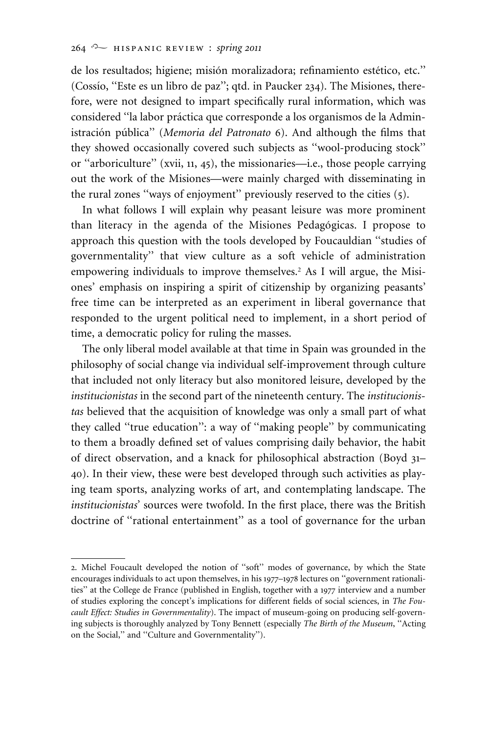de los resultados; higiene; misión moralizadora; refinamiento estético, etc.'' (Cossío, ''Este es un libro de paz''; qtd. in Paucker 234). The Misiones, therefore, were not designed to impart specifically rural information, which was considered ''la labor práctica que corresponde a los organismos de la Administración pública'' (*Memoria del Patronato* 6). And although the films that they showed occasionally covered such subjects as ''wool-producing stock'' or ''arboriculture'' (xvii, 11, 45), the missionaries—i.e., those people carrying out the work of the Misiones—were mainly charged with disseminating in the rural zones ''ways of enjoyment'' previously reserved to the cities (5).

In what follows I will explain why peasant leisure was more prominent than literacy in the agenda of the Misiones Pedagógicas. I propose to approach this question with the tools developed by Foucauldian ''studies of governmentality'' that view culture as a soft vehicle of administration empowering individuals to improve themselves.[2] As I will argue, the Misiones' emphasis on inspiring a spirit of citizenship by organizing peasants' free time can be interpreted as an experiment in liberal governance that responded to the urgent political need to implement, in a short period of time, a democratic policy for ruling the masses.

The only liberal model available at that time in Spain was grounded in the philosophy of social change via individual self-improvement through culture that included not only literacy but also monitored leisure, developed by the *institucionistas* in the second part of the nineteenth century. The *institucionistas* believed that the acquisition of knowledge was only a small part of what they called ''true education'': a way of ''making people'' by communicating to them a broadly defined set of values comprising daily behavior, the habit of direct observation, and a knack for philosophical abstraction (Boyd 31–40). In their view, these were best developed through such activities as playing team sports, analyzing works of art, and contemplating landscape. The *institucionistas*' sources were twofold. In the first place, there was the British doctrine of ''rational entertainment'' as a tool of governance for the urban

---

2. Michel Foucault developed the notion of ''soft'' modes of governance, by which the State encourages individuals to act upon themselves, in his 1977–1978 lectures on ''government rationalities'' at the College de France (published in English, together with a 1977 interview and a number of studies exploring the concept's implications for different fields of social sciences, in *The Foucault Effect: Studies in Governmentality*). The impact of museum-going on producing self-governing subjects is thoroughly analyzed by Tony Bennett (especially *The Birth of the Museum*, ''Acting on the Social,'' and ''Culture and Governmentality'').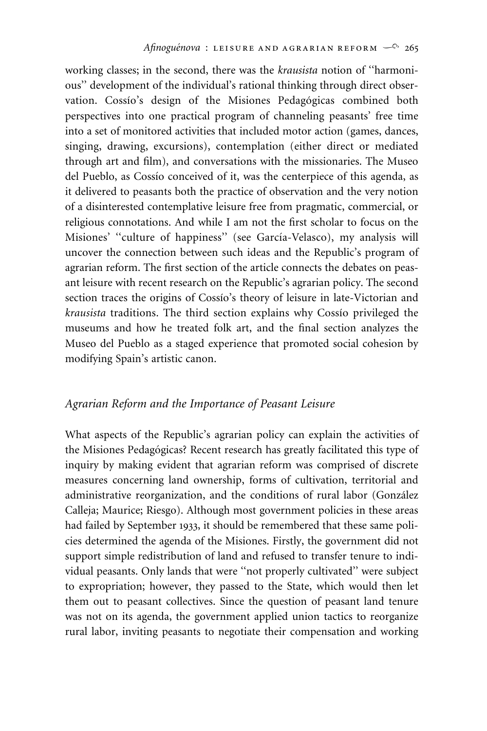working classes; in the second, there was the *krausista* notion of ''harmonious'' development of the individual's rational thinking through direct observation. Cossío's design of the Misiones Pedagógicas combined both perspectives into one practical program of channeling peasants' free time into a set of monitored activities that included motor action (games, dances, singing, drawing, excursions), contemplation (either direct or mediated through art and film), and conversations with the missionaries. The Museo del Pueblo, as Cossío conceived of it, was the centerpiece of this agenda, as it delivered to peasants both the practice of observation and the very notion of a disinterested contemplative leisure free from pragmatic, commercial, or religious connotations. And while I am not the first scholar to focus on the Misiones' ''culture of happiness'' (see García-Velasco), my analysis will uncover the connection between such ideas and the Republic's program of agrarian reform. The first section of the article connects the debates on peasant leisure with recent research on the Republic's agrarian policy. The second section traces the origins of Cossío's theory of leisure in late-Victorian and *krausista* traditions. The third section explains why Cossío privileged the museums and how he treated folk art, and the final section analyzes the Museo del Pueblo as a staged experience that promoted social cohesion by modifying Spain's artistic canon.

## *Agrarian Reform and the Importance of Peasant Leisure*

What aspects of the Republic's agrarian policy can explain the activities of the Misiones Pedagógicas? Recent research has greatly facilitated this type of inquiry by making evident that agrarian reform was comprised of discrete measures concerning land ownership, forms of cultivation, territorial and administrative reorganization, and the conditions of rural labor (González Calleja; Maurice; Riesgo). Although most government policies in these areas had failed by September 1933, it should be remembered that these same policies determined the agenda of the Misiones. Firstly, the government did not support simple redistribution of land and refused to transfer tenure to individual peasants. Only lands that were ''not properly cultivated'' were subject to expropriation; however, they passed to the State, which would then let them out to peasant collectives. Since the question of peasant land tenure was not on its agenda, the government applied union tactics to reorganize rural labor, inviting peasants to negotiate their compensation and working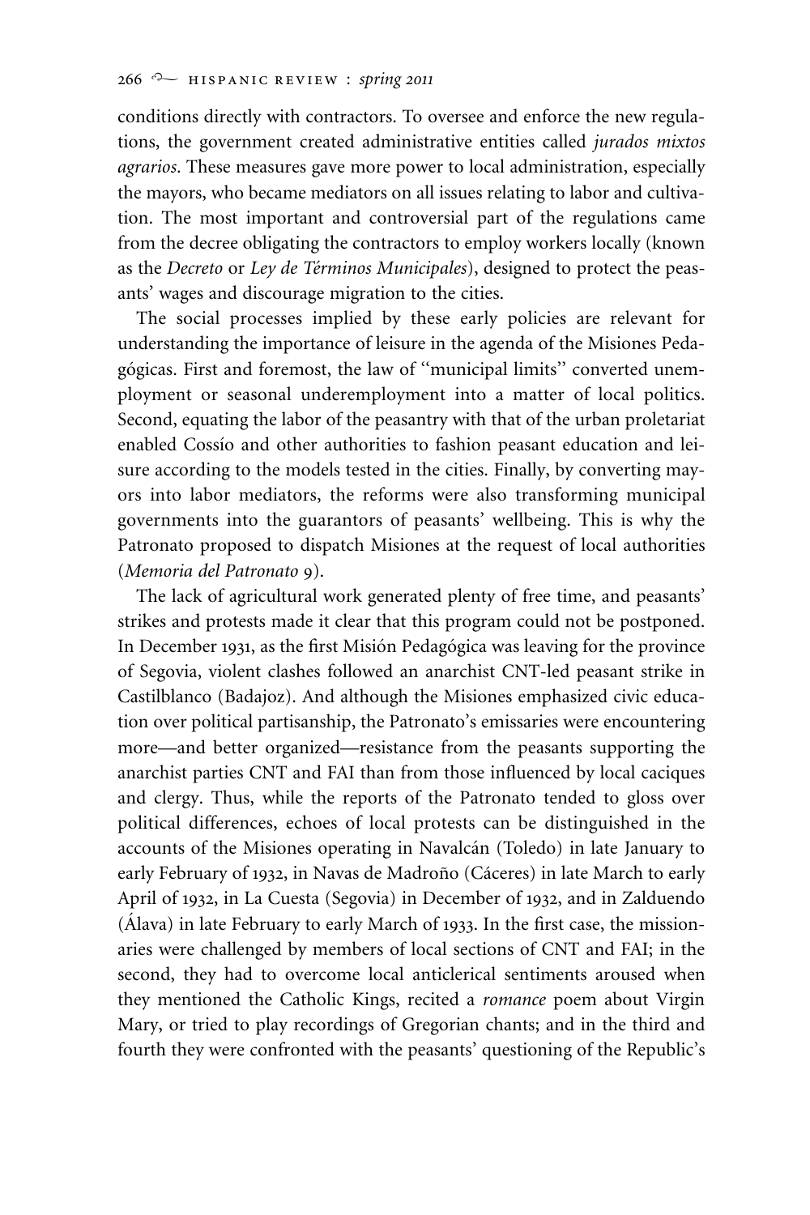conditions directly with contractors. To oversee and enforce the new regulations, the government created administrative entities called *jurados mixtos agrarios*. These measures gave more power to local administration, especially the mayors, who became mediators on all issues relating to labor and cultivation. The most important and controversial part of the regulations came from the decree obligating the contractors to employ workers locally (known as the *Decreto* or *Ley de Términos Municipales*), designed to protect the peasants' wages and discourage migration to the cities.

The social processes implied by these early policies are relevant for understanding the importance of leisure in the agenda of the Misiones Pedagógicas. First and foremost, the law of ''municipal limits'' converted unemployment or seasonal underemployment into a matter of local politics. Second, equating the labor of the peasantry with that of the urban proletariat enabled Cossío and other authorities to fashion peasant education and leisure according to the models tested in the cities. Finally, by converting mayors into labor mediators, the reforms were also transforming municipal governments into the guarantors of peasants' wellbeing. This is why the Patronato proposed to dispatch Misiones at the request of local authorities (*Memoria del Patronato* 9).

The lack of agricultural work generated plenty of free time, and peasants' strikes and protests made it clear that this program could not be postponed. In December 1931, as the first Misión Pedagógica was leaving for the province of Segovia, violent clashes followed an anarchist CNT-led peasant strike in Castilblanco (Badajoz). And although the Misiones emphasized civic education over political partisanship, the Patronato's emissaries were encountering more—and better organized—resistance from the peasants supporting the anarchist parties CNT and FAI than from those influenced by local caciques and clergy. Thus, while the reports of the Patronato tended to gloss over political differences, echoes of local protests can be distinguished in the accounts of the Misiones operating in Navalcán (Toledo) in late January to early February of 1932, in Navas de Madroño (Cáceres) in late March to early April of 1932, in La Cuesta (Segovia) in December of 1932, and in Zalduendo (Álava) in late February to early March of 1933. In the first case, the missionaries were challenged by members of local sections of CNT and FAI; in the second, they had to overcome local anticlerical sentiments aroused when they mentioned the Catholic Kings, recited a *romance* poem about Virgin Mary, or tried to play recordings of Gregorian chants; and in the third and fourth they were confronted with the peasants' questioning of the Republic's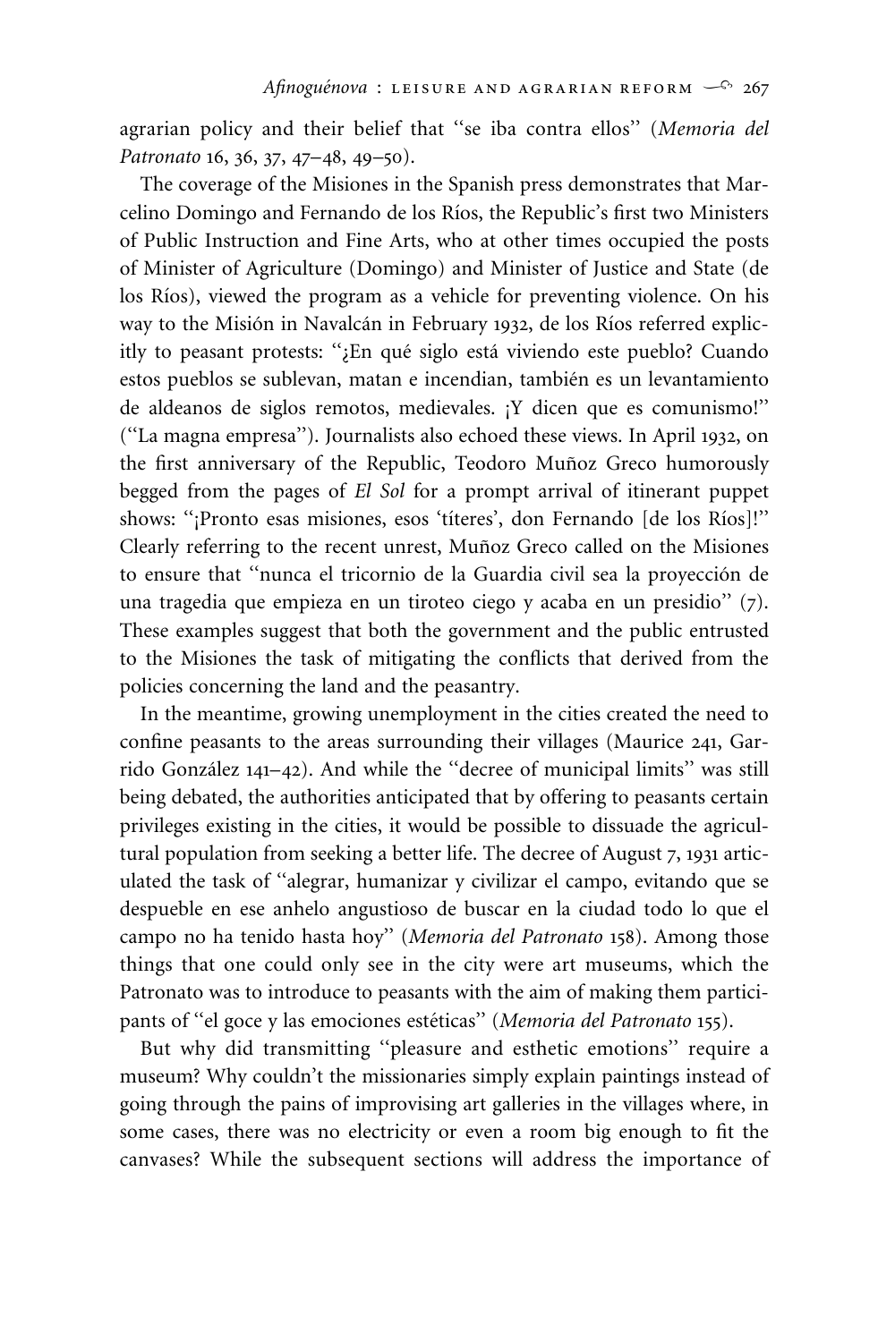agrarian policy and their belief that "se iba contra ellos" (*Memoria del Patronato* 16, 36, 37, 47–48, 49–50).

The coverage of the Misiones in the Spanish press demonstrates that Marcelino Domingo and Fernando de los Ríos, the Republic's first two Ministers of Public Instruction and Fine Arts, who at other times occupied the posts of Minister of Agriculture (Domingo) and Minister of Justice and State (de los Ríos), viewed the program as a vehicle for preventing violence. On his way to the Misión in Navalcán in February 1932, de los Ríos referred explicitly to peasant protests: "¿En qué siglo está viviendo este pueblo? Cuando estos pueblos se sublevan, matan e incendian, también es un levantamiento de aldeanos de siglos remotos, medievales. ¡Y dicen que es comunismo!" ("La magna empresa"). Journalists also echoed these views. In April 1932, on the first anniversary of the Republic, Teodoro Muñoz Greco humorously begged from the pages of *El Sol* for a prompt arrival of itinerant puppet shows: "¡Pronto esas misiones, esos 'títeres', don Fernando [de los Ríos]!" Clearly referring to the recent unrest, Muñoz Greco called on the Misiones to ensure that "nunca el tricornio de la Guardia civil sea la proyección de una tragedia que empieza en un tiroteo ciego y acaba en un presidio" (7). These examples suggest that both the government and the public entrusted to the Misiones the task of mitigating the conflicts that derived from the policies concerning the land and the peasantry.

In the meantime, growing unemployment in the cities created the need to confine peasants to the areas surrounding their villages (Maurice 241, Garrido González 141–42). And while the "decree of municipal limits" was still being debated, the authorities anticipated that by offering to peasants certain privileges existing in the cities, it would be possible to dissuade the agricultural population from seeking a better life. The decree of August 7, 1931 articulated the task of "alegrar, humanizar y civilizar el campo, evitando que se despueble en ese anhelo angustioso de buscar en la ciudad todo lo que el campo no ha tenido hasta hoy" (*Memoria del Patronato* 158). Among those things that one could only see in the city were art museums, which the Patronato was to introduce to peasants with the aim of making them participants of "el goce y las emociones estéticas" (*Memoria del Patronato* 155).

But why did transmitting "pleasure and esthetic emotions" require a museum? Why couldn't the missionaries simply explain paintings instead of going through the pains of improvising art galleries in the villages where, in some cases, there was no electricity or even a room big enough to fit the canvases? While the subsequent sections will address the importance of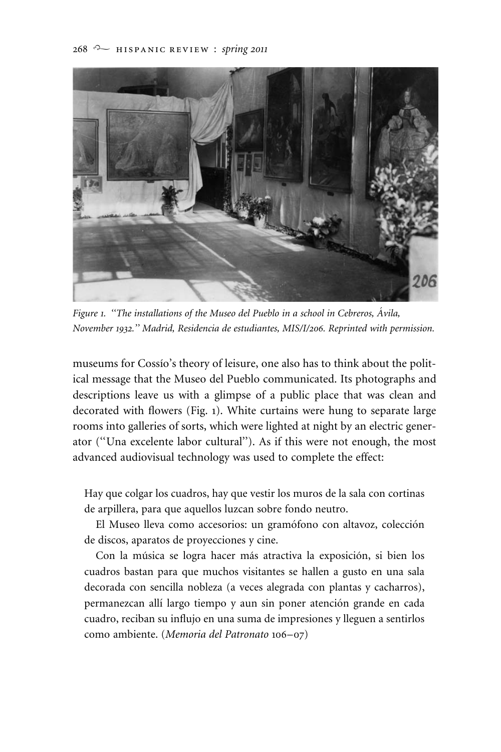*Figure 1. "The installations of the Museo del Pueblo in a school in Cebreros, Ávila, November 1932." Madrid, Residencia de estudiantes, MIS/I/206. Reprinted with permission.*

museums for Cossío's theory of leisure, one also has to think about the political message that the Museo del Pueblo communicated. Its photographs and descriptions leave us with a glimpse of a public place that was clean and decorated with flowers (Fig. 1). White curtains were hung to separate large rooms into galleries of sorts, which were lighted at night by an electric generator ("Una excelente labor cultural"). As if this were not enough, the most advanced audiovisual technology was used to complete the effect:

> Hay que colgar los cuadros, hay que vestir los muros de la sala con cortinas de arpillera, para que aquellos luzcan sobre fondo neutro.
>
> El Museo lleva como accesorios: un gramófono con altavoz, colección de discos, aparatos de proyecciones y cine.
>
> Con la música se logra hacer más atractiva la exposición, si bien los cuadros bastan para que muchos visitantes se hallen a gusto en una sala decorada con sencilla nobleza (a veces alegrada con plantas y cacharros), permanezcan allí largo tiempo y aun sin poner atención grande en cada cuadro, reciban su influjo en una suma de impresiones y lleguen a sentirlos como ambiente. (*Memoria del Patronato* 106–07)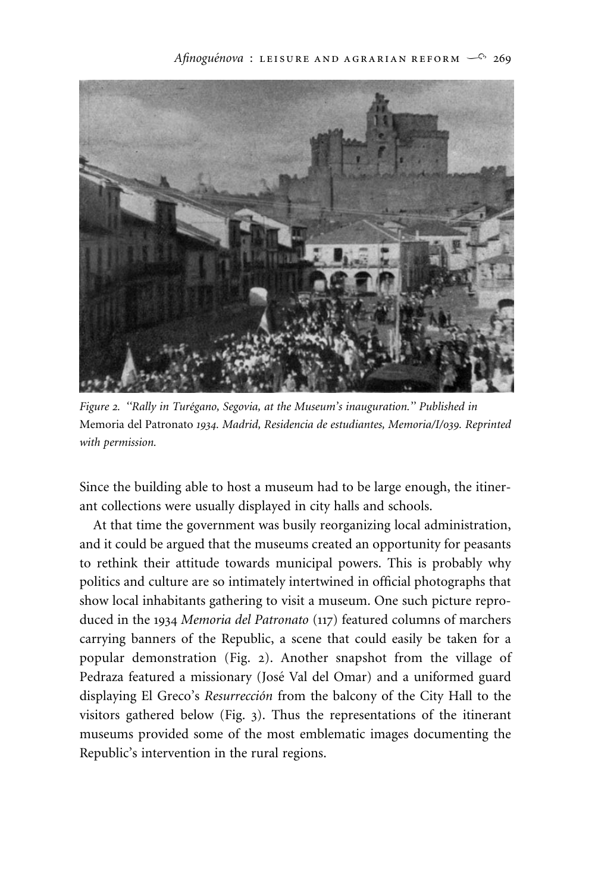*Figure 2. "Rally in Turégano, Segovia, at the Museum's inauguration." Published in* Memoria del Patronato *1934. Madrid, Residencia de estudiantes, Memoria/I/039. Reprinted with permission.*

Since the building able to host a museum had to be large enough, the itinerant collections were usually displayed in city halls and schools.

At that time the government was busily reorganizing local administration, and it could be argued that the museums created an opportunity for peasants to rethink their attitude towards municipal powers. This is probably why politics and culture are so intimately intertwined in official photographs that show local inhabitants gathering to visit a museum. One such picture reproduced in the 1934 *Memoria del Patronato* (117) featured columns of marchers carrying banners of the Republic, a scene that could easily be taken for a popular demonstration (Fig. 2). Another snapshot from the village of Pedraza featured a missionary (José Val del Omar) and a uniformed guard displaying El Greco's *Resurrección* from the balcony of the City Hall to the visitors gathered below (Fig. 3). Thus the representations of the itinerant museums provided some of the most emblematic images documenting the Republic's intervention in the rural regions.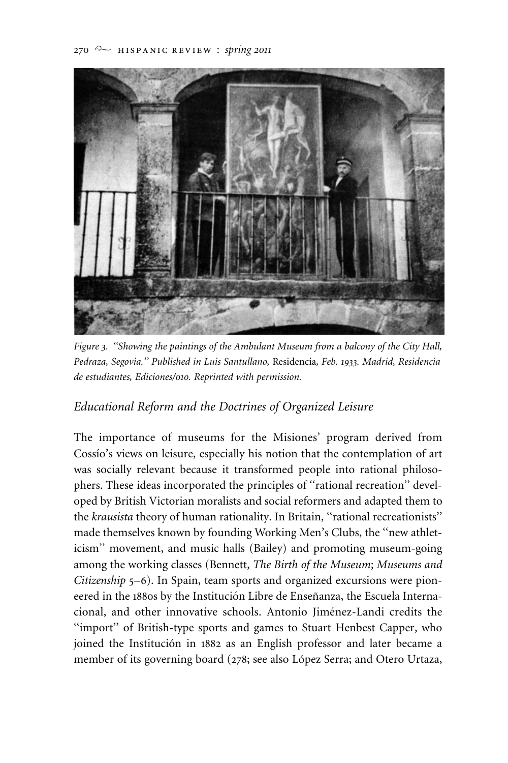*Figure 3. "Showing the paintings of the Ambulant Museum from a balcony of the City Hall, Pedraza, Segovia." Published in Luis Santullano,* Residencia*, Feb. 1933. Madrid, Residencia de estudiantes, Ediciones/010. Reprinted with permission.*

## *Educational Reform and the Doctrines of Organized Leisure*

The importance of museums for the Misiones' program derived from Cossío's views on leisure, especially his notion that the contemplation of art was socially relevant because it transformed people into rational philosophers. These ideas incorporated the principles of "rational recreation" developed by British Victorian moralists and social reformers and adapted them to the *krausista* theory of human rationality. In Britain, "rational recreationists" made themselves known by founding Working Men's Clubs, the "new athleticism" movement, and music halls (Bailey) and promoting museum-going among the working classes (Bennett, *The Birth of the Museum*; *Museums and Citizenship* 5–6). In Spain, team sports and organized excursions were pioneered in the 1880s by the Institución Libre de Enseñanza, the Escuela Internacional, and other innovative schools. Antonio Jiménez-Landi credits the "import" of British-type sports and games to Stuart Henbest Capper, who joined the Institución in 1882 as an English professor and later became a member of its governing board (278; see also López Serra; and Otero Urtaza,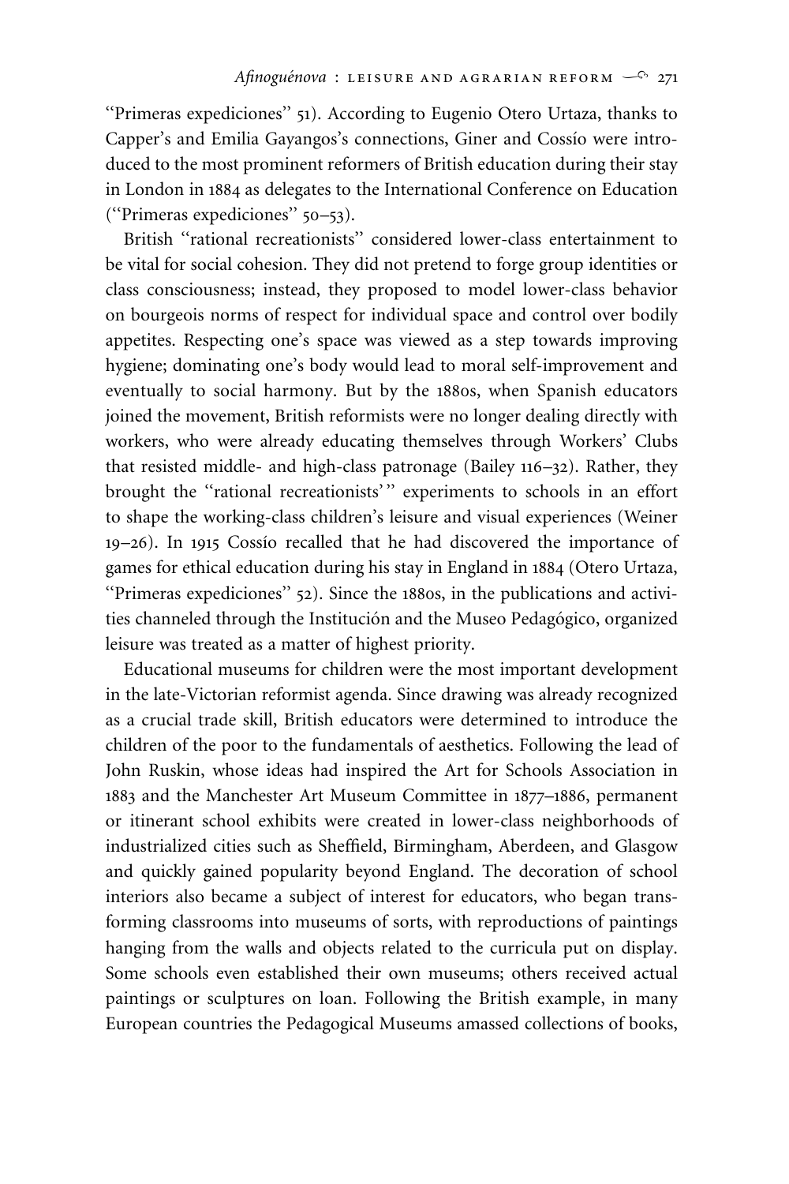("Primeras expediciones" 51). According to Eugenio Otero Urtaza, thanks to Capper's and Emilia Gayangos's connections, Giner and Cossío were introduced to the most prominent reformers of British education during their stay in London in 1884 as delegates to the International Conference on Education ("Primeras expediciones" 50–53).

British "rational recreationists" considered lower-class entertainment to be vital for social cohesion. They did not pretend to forge group identities or class consciousness; instead, they proposed to model lower-class behavior on bourgeois norms of respect for individual space and control over bodily appetites. Respecting one's space was viewed as a step towards improving hygiene; dominating one's body would lead to moral self-improvement and eventually to social harmony. But by the 1880s, when Spanish educators joined the movement, British reformists were no longer dealing directly with workers, who were already educating themselves through Workers' Clubs that resisted middle- and high-class patronage (Bailey 116–32). Rather, they brought the "rational recreationists'" experiments to schools in an effort to shape the working-class children's leisure and visual experiences (Weiner 19–26). In 1915 Cossío recalled that he had discovered the importance of games for ethical education during his stay in England in 1884 (Otero Urtaza, "Primeras expediciones" 52). Since the 1880s, in the publications and activities channeled through the Institución and the Museo Pedagógico, organized leisure was treated as a matter of highest priority.

Educational museums for children were the most important development in the late-Victorian reformist agenda. Since drawing was already recognized as a crucial trade skill, British educators were determined to introduce the children of the poor to the fundamentals of aesthetics. Following the lead of John Ruskin, whose ideas had inspired the Art for Schools Association in 1883 and the Manchester Art Museum Committee in 1877–1886, permanent or itinerant school exhibits were created in lower-class neighborhoods of industrialized cities such as Sheffield, Birmingham, Aberdeen, and Glasgow and quickly gained popularity beyond England. The decoration of school interiors also became a subject of interest for educators, who began transforming classrooms into museums of sorts, with reproductions of paintings hanging from the walls and objects related to the curricula put on display. Some schools even established their own museums; others received actual paintings or sculptures on loan. Following the British example, in many European countries the Pedagogical Museums amassed collections of books,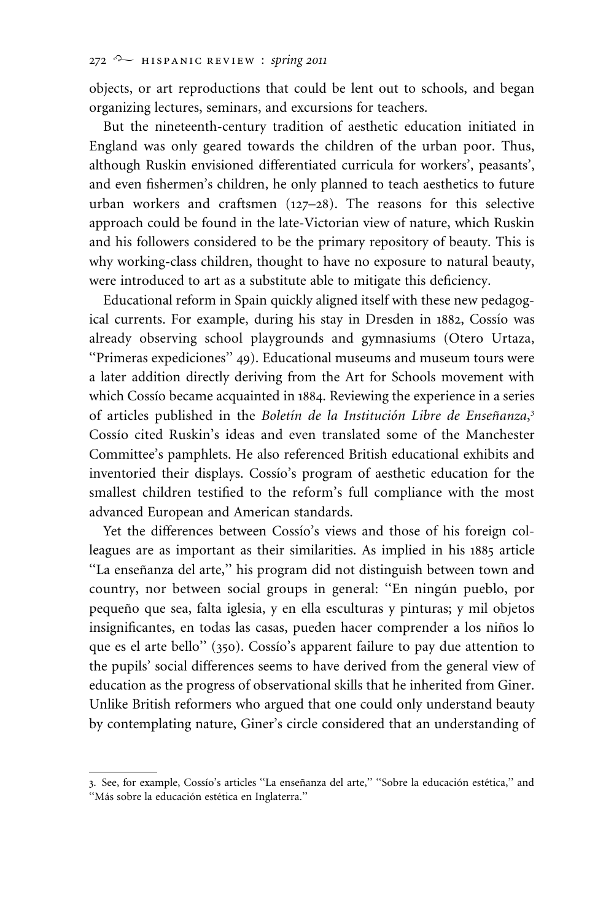objects, or art reproductions that could be lent out to schools, and began organizing lectures, seminars, and excursions for teachers.

But the nineteenth-century tradition of aesthetic education initiated in England was only geared towards the children of the urban poor. Thus, although Ruskin envisioned differentiated curricula for workers', peasants', and even fishermen's children, he only planned to teach aesthetics to future urban workers and craftsmen (127–28). The reasons for this selective approach could be found in the late-Victorian view of nature, which Ruskin and his followers considered to be the primary repository of beauty. This is why working-class children, thought to have no exposure to natural beauty, were introduced to art as a substitute able to mitigate this deficiency.

Educational reform in Spain quickly aligned itself with these new pedagogical currents. For example, during his stay in Dresden in 1882, Cossío was already observing school playgrounds and gymnasiums (Otero Urtaza, ''Primeras expediciones'' 49). Educational museums and museum tours were a later addition directly deriving from the Art for Schools movement with which Cossío became acquainted in 1884. Reviewing the experience in a series of articles published in the *Boletín de la Institución Libre de Enseñanza*,[3] Cossío cited Ruskin's ideas and even translated some of the Manchester Committee's pamphlets. He also referenced British educational exhibits and inventoried their displays. Cossío's program of aesthetic education for the smallest children testified to the reform's full compliance with the most advanced European and American standards.

Yet the differences between Cossío's views and those of his foreign colleagues are as important as their similarities. As implied in his 1885 article ''La enseñanza del arte,'' his program did not distinguish between town and country, nor between social groups in general: ''En ningún pueblo, por pequeño que sea, falta iglesia, y en ella esculturas y pinturas; y mil objetos insignificantes, en todas las casas, pueden hacer comprender a los niños lo que es el arte bello'' (350). Cossío's apparent failure to pay due attention to the pupils' social differences seems to have derived from the general view of education as the progress of observational skills that he inherited from Giner. Unlike British reformers who argued that one could only understand beauty by contemplating nature, Giner's circle considered that an understanding of

---

3. See, for example, Cossío's articles ''La enseñanza del arte,'' ''Sobre la educación estética,'' and ''Más sobre la educación estética en Inglaterra.''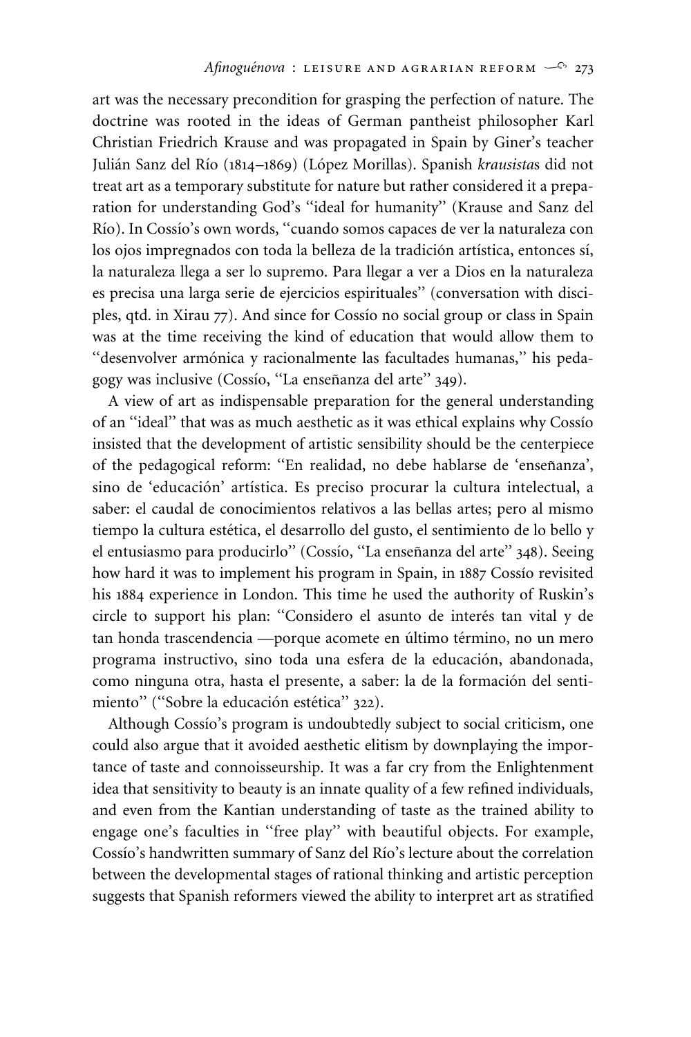art was the necessary precondition for grasping the perfection of nature. The doctrine was rooted in the ideas of German pantheist philosopher Karl Christian Friedrich Krause and was propagated in Spain by Giner's teacher Julián Sanz del Río (1814–1869) (López Morillas). Spanish *krausista*s did not treat art as a temporary substitute for nature but rather considered it a preparation for understanding God's ''ideal for humanity'' (Krause and Sanz del Río). In Cossío's own words, ''cuando somos capaces de ver la naturaleza con los ojos impregnados con toda la belleza de la tradición artística, entonces sí, la naturaleza llega a ser lo supremo. Para llegar a ver a Dios en la naturaleza es precisa una larga serie de ejercicios espirituales'' (conversation with disciples, qtd. in Xirau 77). And since for Cossío no social group or class in Spain was at the time receiving the kind of education that would allow them to ''desenvolver armónica y racionalmente las facultades humanas,'' his pedagogy was inclusive (Cossío, ''La enseñanza del arte'' 349).

A view of art as indispensable preparation for the general understanding of an ''ideal'' that was as much aesthetic as it was ethical explains why Cossío insisted that the development of artistic sensibility should be the centerpiece of the pedagogical reform: ''En realidad, no debe hablarse de 'enseñanza', sino de 'educación' artística. Es preciso procurar la cultura intelectual, a saber: el caudal de conocimientos relativos a las bellas artes; pero al mismo tiempo la cultura estética, el desarrollo del gusto, el sentimiento de lo bello y el entusiasmo para producirlo'' (Cossío, ''La enseñanza del arte'' 348). Seeing how hard it was to implement his program in Spain, in 1887 Cossío revisited his 1884 experience in London. This time he used the authority of Ruskin's circle to support his plan: ''Considero el asunto de interés tan vital y de tan honda trascendencia —porque acomete en último término, no un mero programa instructivo, sino toda una esfera de la educación, abandonada, como ninguna otra, hasta el presente, a saber: la de la formación del sentimiento'' (''Sobre la educación estética'' 322).

Although Cossío's program is undoubtedly subject to social criticism, one could also argue that it avoided aesthetic elitism by downplaying the importance of taste and connoisseurship. It was a far cry from the Enlightenment idea that sensitivity to beauty is an innate quality of a few refined individuals, and even from the Kantian understanding of taste as the trained ability to engage one's faculties in ''free play'' with beautiful objects. For example, Cossío's handwritten summary of Sanz del Río's lecture about the correlation between the developmental stages of rational thinking and artistic perception suggests that Spanish reformers viewed the ability to interpret art as stratified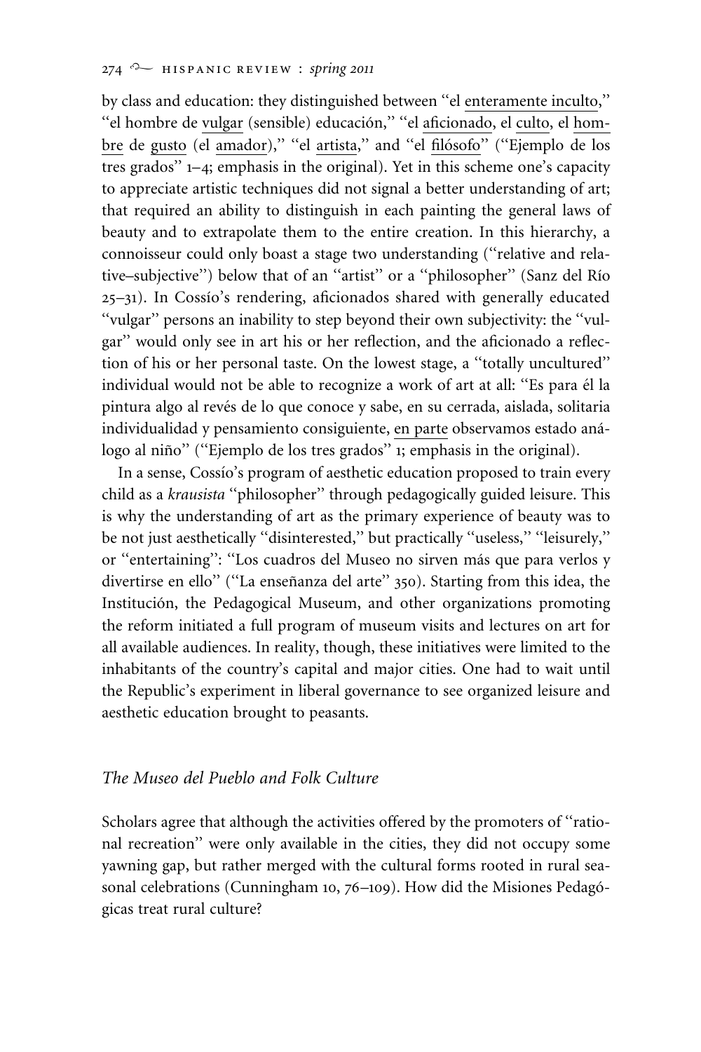by class and education: they distinguished between "el enteramente inculto," "el hombre de vulgar (sensible) educación," "el aficionado, el culto, el hombre de gusto (el amador)," "el artista," and "el filósofo" ("Ejemplo de los tres grados" 1–4; emphasis in the original). Yet in this scheme one's capacity to appreciate artistic techniques did not signal a better understanding of art; that required an ability to distinguish in each painting the general laws of beauty and to extrapolate them to the entire creation. In this hierarchy, a connoisseur could only boast a stage two understanding ("relative and relative–subjective") below that of an "artist" or a "philosopher" (Sanz del Río 25–31). In Cossío's rendering, aficionados shared with generally educated "vulgar" persons an inability to step beyond their own subjectivity: the "vulgar" would only see in art his or her reflection, and the aficionado a reflection of his or her personal taste. On the lowest stage, a "totally uncultured" individual would not be able to recognize a work of art at all: "Es para él la pintura algo al revés de lo que conoce y sabe, en su cerrada, aislada, solitaria individualidad y pensamiento consiguiente, en parte observamos estado análogo al niño" ("Ejemplo de los tres grados" 1; emphasis in the original).

In a sense, Cossío's program of aesthetic education proposed to train every child as a *krausista* "philosopher" through pedagogically guided leisure. This is why the understanding of art as the primary experience of beauty was to be not just aesthetically "disinterested," but practically "useless," "leisurely," or "entertaining": "Los cuadros del Museo no sirven más que para verlos y divertirse en ello" ("La enseñanza del arte" 350). Starting from this idea, the Institución, the Pedagogical Museum, and other organizations promoting the reform initiated a full program of museum visits and lectures on art for all available audiences. In reality, though, these initiatives were limited to the inhabitants of the country's capital and major cities. One had to wait until the Republic's experiment in liberal governance to see organized leisure and aesthetic education brought to peasants.

## *The Museo del Pueblo and Folk Culture*

Scholars agree that although the activities offered by the promoters of "rational recreation" were only available in the cities, they did not occupy some yawning gap, but rather merged with the cultural forms rooted in rural seasonal celebrations (Cunningham 10, 76–109). How did the Misiones Pedagógicas treat rural culture?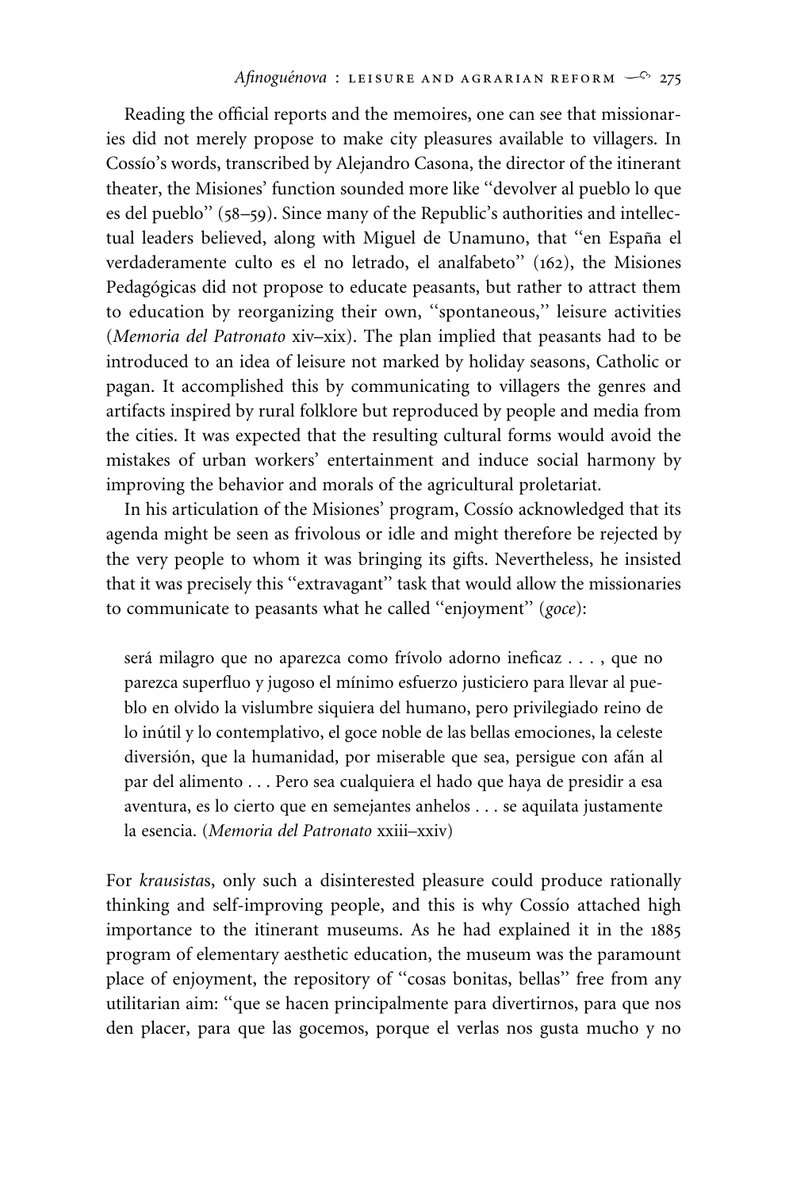Reading the official reports and the memoires, one can see that missionaries did not merely propose to make city pleasures available to villagers. In Cossío's words, transcribed by Alejandro Casona, the director of the itinerant theater, the Misiones' function sounded more like ''devolver al pueblo lo que es del pueblo'' (58–59). Since many of the Republic's authorities and intellectual leaders believed, along with Miguel de Unamuno, that ''en España el verdaderamente culto es el no letrado, el analfabeto'' (162), the Misiones Pedagógicas did not propose to educate peasants, but rather to attract them to education by reorganizing their own, ''spontaneous,'' leisure activities (*Memoria del Patronato* xiv–xix). The plan implied that peasants had to be introduced to an idea of leisure not marked by holiday seasons, Catholic or pagan. It accomplished this by communicating to villagers the genres and artifacts inspired by rural folklore but reproduced by people and media from the cities. It was expected that the resulting cultural forms would avoid the mistakes of urban workers' entertainment and induce social harmony by improving the behavior and morals of the agricultural proletariat.

In his articulation of the Misiones' program, Cossío acknowledged that its agenda might be seen as frivolous or idle and might therefore be rejected by the very people to whom it was bringing its gifts. Nevertheless, he insisted that it was precisely this ''extravagant'' task that would allow the missionaries to communicate to peasants what he called ''enjoyment'' (*goce*):

> será milagro que no aparezca como frívolo adorno ineficaz . . . , que no parezca superfluo y jugoso el mínimo esfuerzo justiciero para llevar al pueblo en olvido la vislumbre siquiera del humano, pero privilegiado reino de lo inútil y lo contemplativo, el goce noble de las bellas emociones, la celeste diversión, que la humanidad, por miserable que sea, persigue con afán al par del alimento . . . Pero sea cualquiera el hado que haya de presidir a esa aventura, es lo cierto que en semejantes anhelos . . . se aquilata justamente la esencia. (*Memoria del Patronato* xxiii–xxiv)

For *krausista*s, only such a disinterested pleasure could produce rationally thinking and self-improving people, and this is why Cossío attached high importance to the itinerant museums. As he had explained it in the 1885 program of elementary aesthetic education, the museum was the paramount place of enjoyment, the repository of ''cosas bonitas, bellas'' free from any utilitarian aim: ''que se hacen principalmente para divertirnos, para que nos den placer, para que las gocemos, porque el verlas nos gusta mucho y no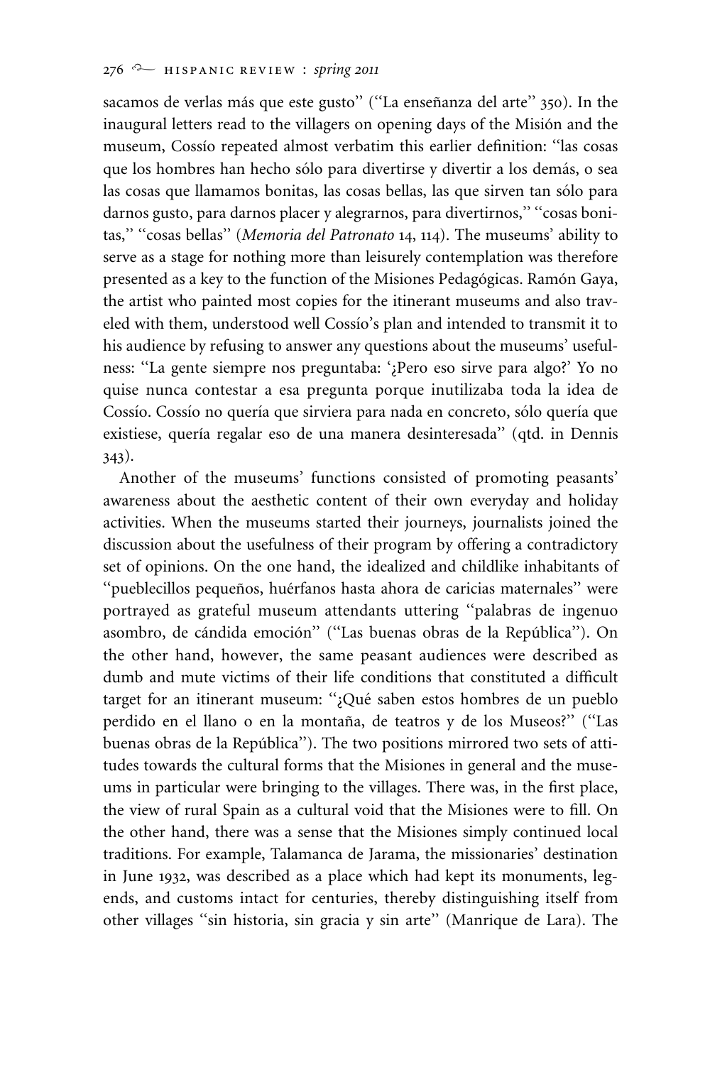sacamos de verlas más que este gusto'' (''La enseñanza del arte'' 350). In the inaugural letters read to the villagers on opening days of the Misión and the museum, Cossío repeated almost verbatim this earlier definition: ''las cosas que los hombres han hecho sólo para divertirse y divertir a los demás, o sea las cosas que llamamos bonitas, las cosas bellas, las que sirven tan sólo para darnos gusto, para darnos placer y alegrarnos, para divertirnos,'' ''cosas bonitas,'' ''cosas bellas'' (*Memoria del Patronato* 14, 114). The museums' ability to serve as a stage for nothing more than leisurely contemplation was therefore presented as a key to the function of the Misiones Pedagógicas. Ramón Gaya, the artist who painted most copies for the itinerant museums and also traveled with them, understood well Cossío's plan and intended to transmit it to his audience by refusing to answer any questions about the museums' usefulness: ''La gente siempre nos preguntaba: '¿Pero eso sirve para algo?' Yo no quise nunca contestar a esa pregunta porque inutilizaba toda la idea de Cossío. Cossío no quería que sirviera para nada en concreto, sólo quería que existiese, quería regalar eso de una manera desinteresada'' (qtd. in Dennis 343).

Another of the museums' functions consisted of promoting peasants' awareness about the aesthetic content of their own everyday and holiday activities. When the museums started their journeys, journalists joined the discussion about the usefulness of their program by offering a contradictory set of opinions. On the one hand, the idealized and childlike inhabitants of ''pueblecillos pequeños, huérfanos hasta ahora de caricias maternales'' were portrayed as grateful museum attendants uttering ''palabras de ingenuo asombro, de cándida emoción'' (''Las buenas obras de la República''). On the other hand, however, the same peasant audiences were described as dumb and mute victims of their life conditions that constituted a difficult target for an itinerant museum: ''¿Qué saben estos hombres de un pueblo perdido en el llano o en la montaña, de teatros y de los Museos?'' (''Las buenas obras de la República''). The two positions mirrored two sets of attitudes towards the cultural forms that the Misiones in general and the museums in particular were bringing to the villages. There was, in the first place, the view of rural Spain as a cultural void that the Misiones were to fill. On the other hand, there was a sense that the Misiones simply continued local traditions. For example, Talamanca de Jarama, the missionaries' destination in June 1932, was described as a place which had kept its monuments, legends, and customs intact for centuries, thereby distinguishing itself from other villages ''sin historia, sin gracia y sin arte'' (Manrique de Lara). The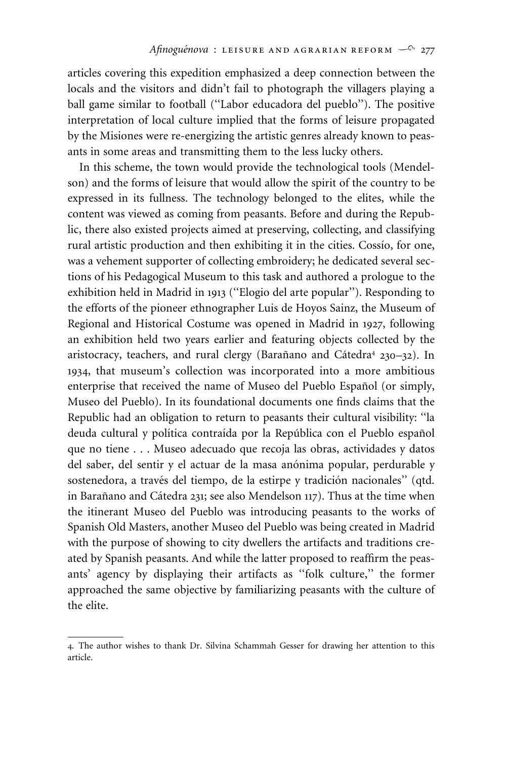articles covering this expedition emphasized a deep connection between the locals and the visitors and didn't fail to photograph the villagers playing a ball game similar to football (''Labor educadora del pueblo''). The positive interpretation of local culture implied that the forms of leisure propagated by the Misiones were re-energizing the artistic genres already known to peasants in some areas and transmitting them to the less lucky others.

In this scheme, the town would provide the technological tools (Mendelson) and the forms of leisure that would allow the spirit of the country to be expressed in its fullness. The technology belonged to the elites, while the content was viewed as coming from peasants. Before and during the Republic, there also existed projects aimed at preserving, collecting, and classifying rural artistic production and then exhibiting it in the cities. Cossío, for one, was a vehement supporter of collecting embroidery; he dedicated several sections of his Pedagogical Museum to this task and authored a prologue to the exhibition held in Madrid in 1913 (''Elogio del arte popular''). Responding to the efforts of the pioneer ethnographer Luis de Hoyos Sainz, the Museum of Regional and Historical Costume was opened in Madrid in 1927, following an exhibition held two years earlier and featuring objects collected by the aristocracy, teachers, and rural clergy (Barañano and Cátedra[4] 230–32). In 1934, that museum's collection was incorporated into a more ambitious enterprise that received the name of Museo del Pueblo Español (or simply, Museo del Pueblo). In its foundational documents one finds claims that the Republic had an obligation to return to peasants their cultural visibility: ''la deuda cultural y política contraída por la República con el Pueblo español que no tiene . . . Museo adecuado que recoja las obras, actividades y datos del saber, del sentir y el actuar de la masa anónima popular, perdurable y sostenedora, a través del tiempo, de la estirpe y tradición nacionales'' (qtd. in Barañano and Cátedra 231; see also Mendelson 117). Thus at the time when the itinerant Museo del Pueblo was introducing peasants to the works of Spanish Old Masters, another Museo del Pueblo was being created in Madrid with the purpose of showing to city dwellers the artifacts and traditions created by Spanish peasants. And while the latter proposed to reaffirm the peasants' agency by displaying their artifacts as ''folk culture,'' the former approached the same objective by familiarizing peasants with the culture of the elite.

---

4. The author wishes to thank Dr. Silvina Schammah Gesser for drawing her attention to this article.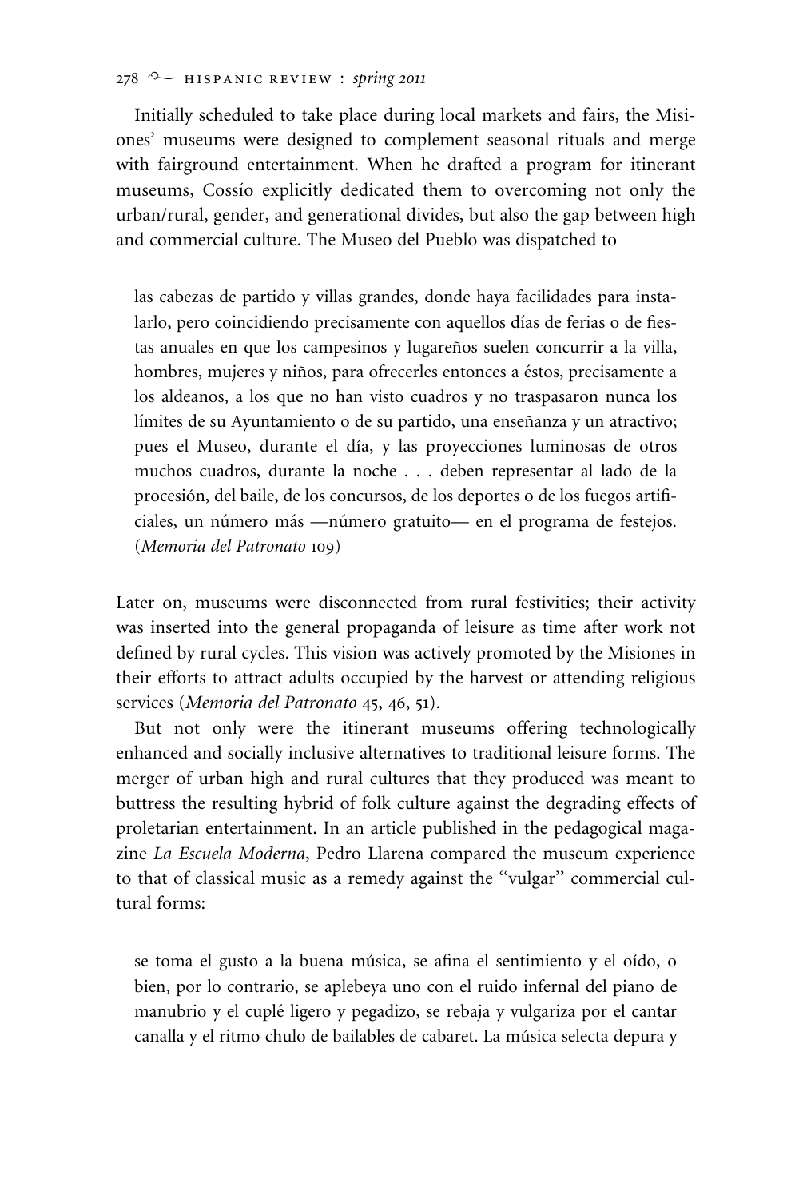Initially scheduled to take place during local markets and fairs, the Misiones' museums were designed to complement seasonal rituals and merge with fairground entertainment. When he drafted a program for itinerant museums, Cossío explicitly dedicated them to overcoming not only the urban/rural, gender, and generational divides, but also the gap between high and commercial culture. The Museo del Pueblo was dispatched to

> las cabezas de partido y villas grandes, donde haya facilidades para instalarlo, pero coincidiendo precisamente con aquellos días de ferias o de fiestas anuales en que los campesinos y lugareños suelen concurrir a la villa, hombres, mujeres y niños, para ofrecerles entonces a éstos, precisamente a los aldeanos, a los que no han visto cuadros y no traspasaron nunca los límites de su Ayuntamiento o de su partido, una enseñanza y un atractivo; pues el Museo, durante el día, y las proyecciones luminosas de otros muchos cuadros, durante la noche . . . deben representar al lado de la procesión, del baile, de los concursos, de los deportes o de los fuegos artificiales, un número más —número gratuito— en el programa de festejos. (*Memoria del Patronato* 109)

Later on, museums were disconnected from rural festivities; their activity was inserted into the general propaganda of leisure as time after work not defined by rural cycles. This vision was actively promoted by the Misiones in their efforts to attract adults occupied by the harvest or attending religious services (*Memoria del Patronato* 45, 46, 51).

But not only were the itinerant museums offering technologically enhanced and socially inclusive alternatives to traditional leisure forms. The merger of urban high and rural cultures that they produced was meant to buttress the resulting hybrid of folk culture against the degrading effects of proletarian entertainment. In an article published in the pedagogical magazine *La Escuela Moderna*, Pedro Llarena compared the museum experience to that of classical music as a remedy against the "vulgar" commercial cultural forms:

> se toma el gusto a la buena música, se afina el sentimiento y el oído, o bien, por lo contrario, se aplebeya uno con el ruido infernal del piano de manubrio y el cuplé ligero y pegadizo, se rebaja y vulgariza por el cantar canalla y el ritmo chulo de bailables de cabaret. La música selecta depura y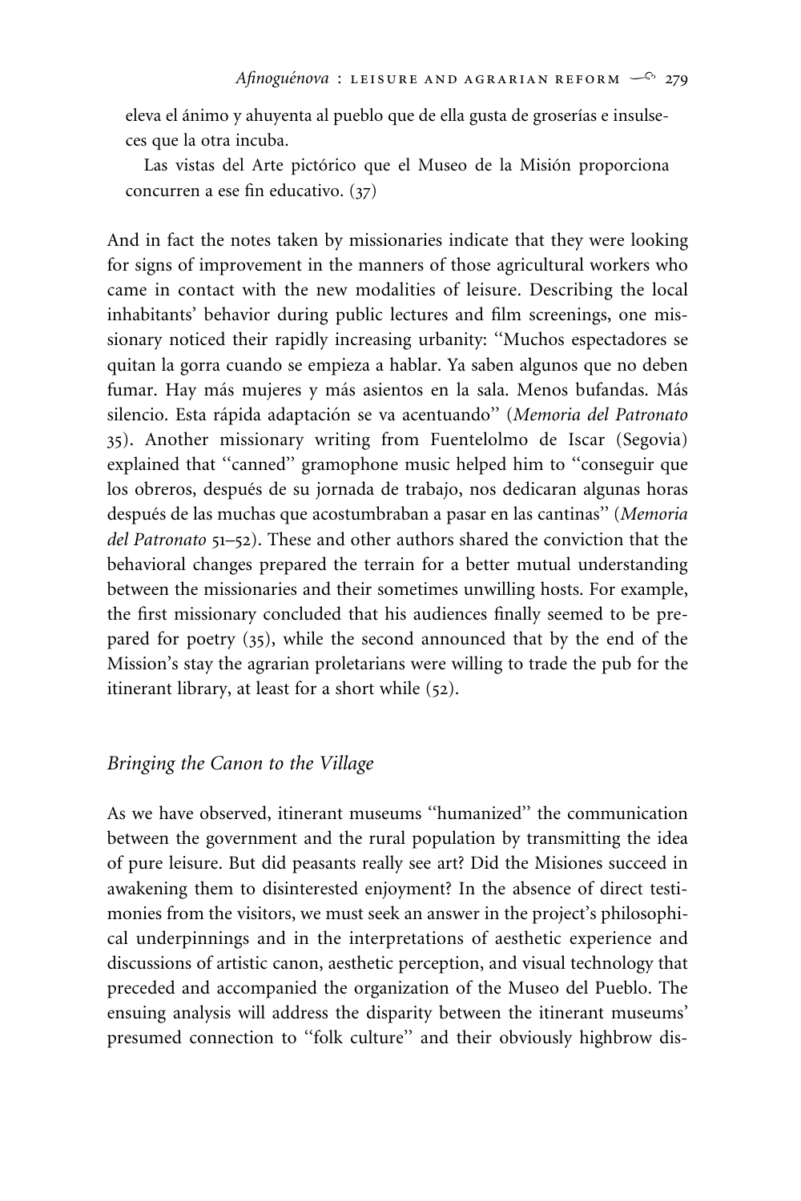eleva el ánimo y ahuyenta al pueblo que de ella gusta de groserías e insulseces que la otra incuba.

Las vistas del Arte pictórico que el Museo de la Misión proporciona concurren a ese fin educativo. (37)

And in fact the notes taken by missionaries indicate that they were looking for signs of improvement in the manners of those agricultural workers who came in contact with the new modalities of leisure. Describing the local inhabitants' behavior during public lectures and film screenings, one missionary noticed their rapidly increasing urbanity: "Muchos espectadores se quitan la gorra cuando se empieza a hablar. Ya saben algunos que no deben fumar. Hay más mujeres y más asientos en la sala. Menos bufandas. Más silencio. Esta rápida adaptación se va acentuando" (*Memoria del Patronato* 35). Another missionary writing from Fuentelolmo de Iscar (Segovia) explained that "canned" gramophone music helped him to "conseguir que los obreros, después de su jornada de trabajo, nos dedicaran algunas horas después de las muchas que acostumbraban a pasar en las cantinas" (*Memoria del Patronato* 51–52). These and other authors shared the conviction that the behavioral changes prepared the terrain for a better mutual understanding between the missionaries and their sometimes unwilling hosts. For example, the first missionary concluded that his audiences finally seemed to be prepared for poetry (35), while the second announced that by the end of the Mission's stay the agrarian proletarians were willing to trade the pub for the itinerant library, at least for a short while (52).

## *Bringing the Canon to the Village*

As we have observed, itinerant museums "humanized" the communication between the government and the rural population by transmitting the idea of pure leisure. But did peasants really see art? Did the Misiones succeed in awakening them to disinterested enjoyment? In the absence of direct testimonies from the visitors, we must seek an answer in the project's philosophical underpinnings and in the interpretations of aesthetic experience and discussions of artistic canon, aesthetic perception, and visual technology that preceded and accompanied the organization of the Museo del Pueblo. The ensuing analysis will address the disparity between the itinerant museums' presumed connection to "folk culture" and their obviously highbrow dis-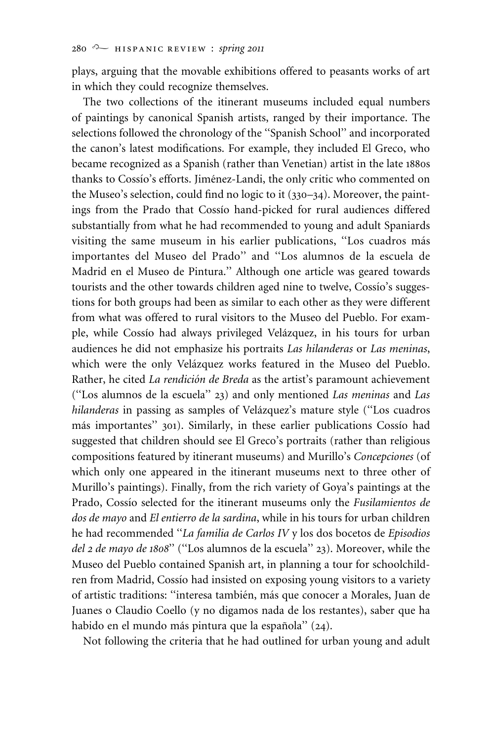plays, arguing that the movable exhibitions offered to peasants works of art in which they could recognize themselves.

The two collections of the itinerant museums included equal numbers of paintings by canonical Spanish artists, ranged by their importance. The selections followed the chronology of the ''Spanish School'' and incorporated the canon's latest modifications. For example, they included El Greco, who became recognized as a Spanish (rather than Venetian) artist in the late 1880s thanks to Cossío's efforts. Jiménez-Landi, the only critic who commented on the Museo's selection, could find no logic to it (330–34). Moreover, the paintings from the Prado that Cossío hand-picked for rural audiences differed substantially from what he had recommended to young and adult Spaniards visiting the same museum in his earlier publications, ''Los cuadros más importantes del Museo del Prado'' and ''Los alumnos de la escuela de Madrid en el Museo de Pintura.'' Although one article was geared towards tourists and the other towards children aged nine to twelve, Cossío's suggestions for both groups had been as similar to each other as they were different from what was offered to rural visitors to the Museo del Pueblo. For example, while Cossío had always privileged Velázquez, in his tours for urban audiences he did not emphasize his portraits *Las hilanderas* or *Las meninas*, which were the only Velázquez works featured in the Museo del Pueblo. Rather, he cited *La rendición de Breda* as the artist's paramount achievement (''Los alumnos de la escuela'' 23) and only mentioned *Las meninas* and *Las hilanderas* in passing as samples of Velázquez's mature style (''Los cuadros más importantes'' 301). Similarly, in these earlier publications Cossío had suggested that children should see El Greco's portraits (rather than religious compositions featured by itinerant museums) and Murillo's *Concepciones* (of which only one appeared in the itinerant museums next to three other of Murillo's paintings). Finally, from the rich variety of Goya's paintings at the Prado, Cossío selected for the itinerant museums only the *Fusilamientos de dos de mayo* and *El entierro de la sardina*, while in his tours for urban children he had recommended ''*La familia de Carlos IV* y los dos bocetos de *Episodios del 2 de mayo de 1808*'' (''Los alumnos de la escuela'' 23). Moreover, while the Museo del Pueblo contained Spanish art, in planning a tour for schoolchildren from Madrid, Cossío had insisted on exposing young visitors to a variety of artistic traditions: ''interesa también, más que conocer a Morales, Juan de Juanes o Claudio Coello (y no digamos nada de los restantes), saber que ha habido en el mundo más pintura que la española'' (24).

Not following the criteria that he had outlined for urban young and adult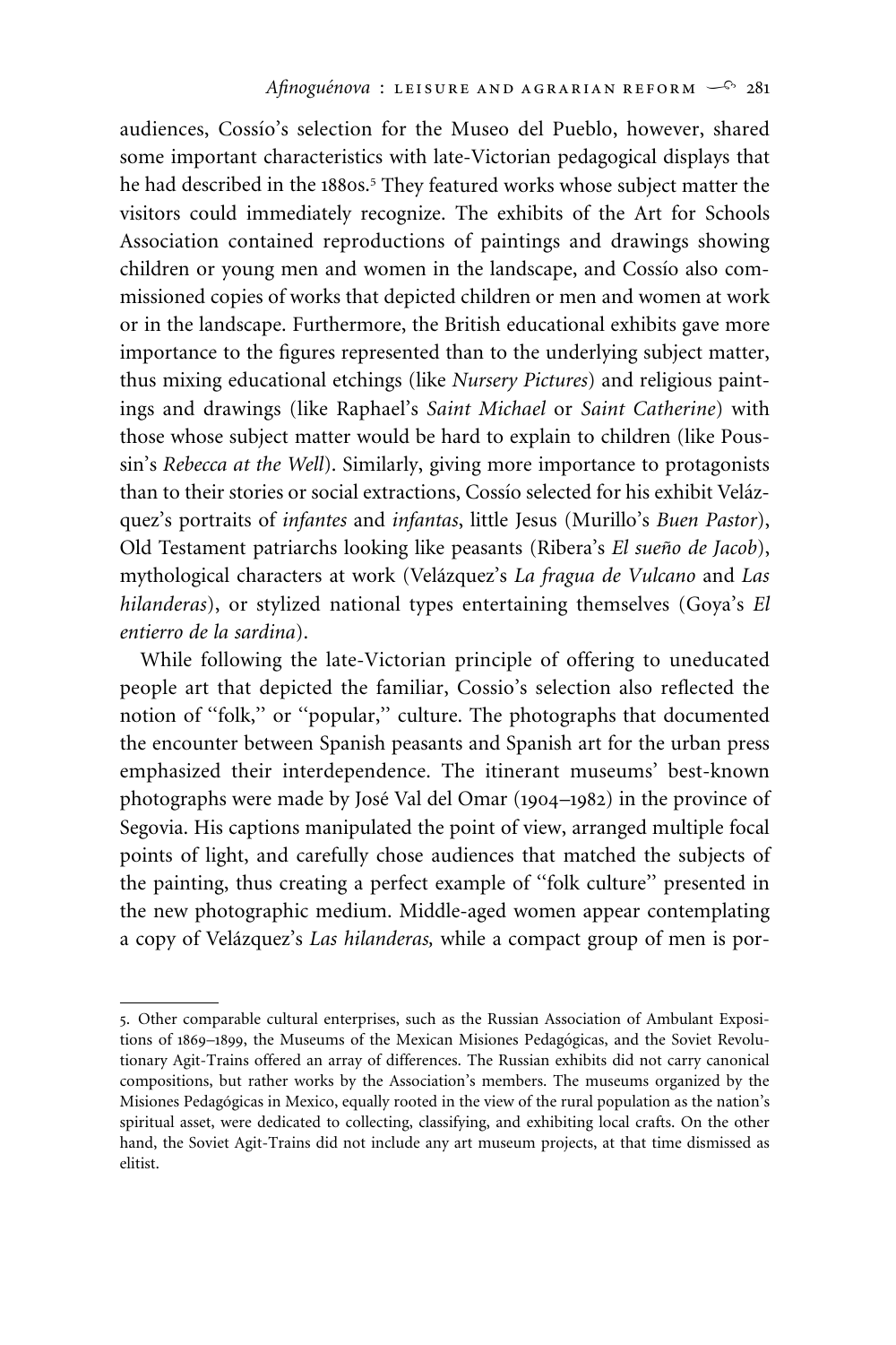audiences, Cossío's selection for the Museo del Pueblo, however, shared some important characteristics with late-Victorian pedagogical displays that he had described in the 1880s.[5] They featured works whose subject matter the visitors could immediately recognize. The exhibits of the Art for Schools Association contained reproductions of paintings and drawings showing children or young men and women in the landscape, and Cossío also commissioned copies of works that depicted children or men and women at work or in the landscape. Furthermore, the British educational exhibits gave more importance to the figures represented than to the underlying subject matter, thus mixing educational etchings (like *Nursery Pictures*) and religious paintings and drawings (like Raphael's *Saint Michael* or *Saint Catherine*) with those whose subject matter would be hard to explain to children (like Poussin's *Rebecca at the Well*). Similarly, giving more importance to protagonists than to their stories or social extractions, Cossío selected for his exhibit Velázquez's portraits of *infantes* and *infantas*, little Jesus (Murillo's *Buen Pastor*), Old Testament patriarchs looking like peasants (Ribera's *El sueño de Jacob*), mythological characters at work (Velázquez's *La fragua de Vulcano* and *Las hilanderas*), or stylized national types entertaining themselves (Goya's *El entierro de la sardina*).

While following the late-Victorian principle of offering to uneducated people art that depicted the familiar, Cossio's selection also reflected the notion of "folk," or "popular," culture. The photographs that documented the encounter between Spanish peasants and Spanish art for the urban press emphasized their interdependence. The itinerant museums' best-known photographs were made by José Val del Omar (1904–1982) in the province of Segovia. His captions manipulated the point of view, arranged multiple focal points of light, and carefully chose audiences that matched the subjects of the painting, thus creating a perfect example of "folk culture" presented in the new photographic medium. Middle-aged women appear contemplating a copy of Velázquez's *Las hilanderas,* while a compact group of men is por-

---

5. Other comparable cultural enterprises, such as the Russian Association of Ambulant Expositions of 1869–1899, the Museums of the Mexican Misiones Pedagógicas, and the Soviet Revolutionary Agit-Trains offered an array of differences. The Russian exhibits did not carry canonical compositions, but rather works by the Association's members. The museums organized by the Misiones Pedagógicas in Mexico, equally rooted in the view of the rural population as the nation's spiritual asset, were dedicated to collecting, classifying, and exhibiting local crafts. On the other hand, the Soviet Agit-Trains did not include any art museum projects, at that time dismissed as elitist.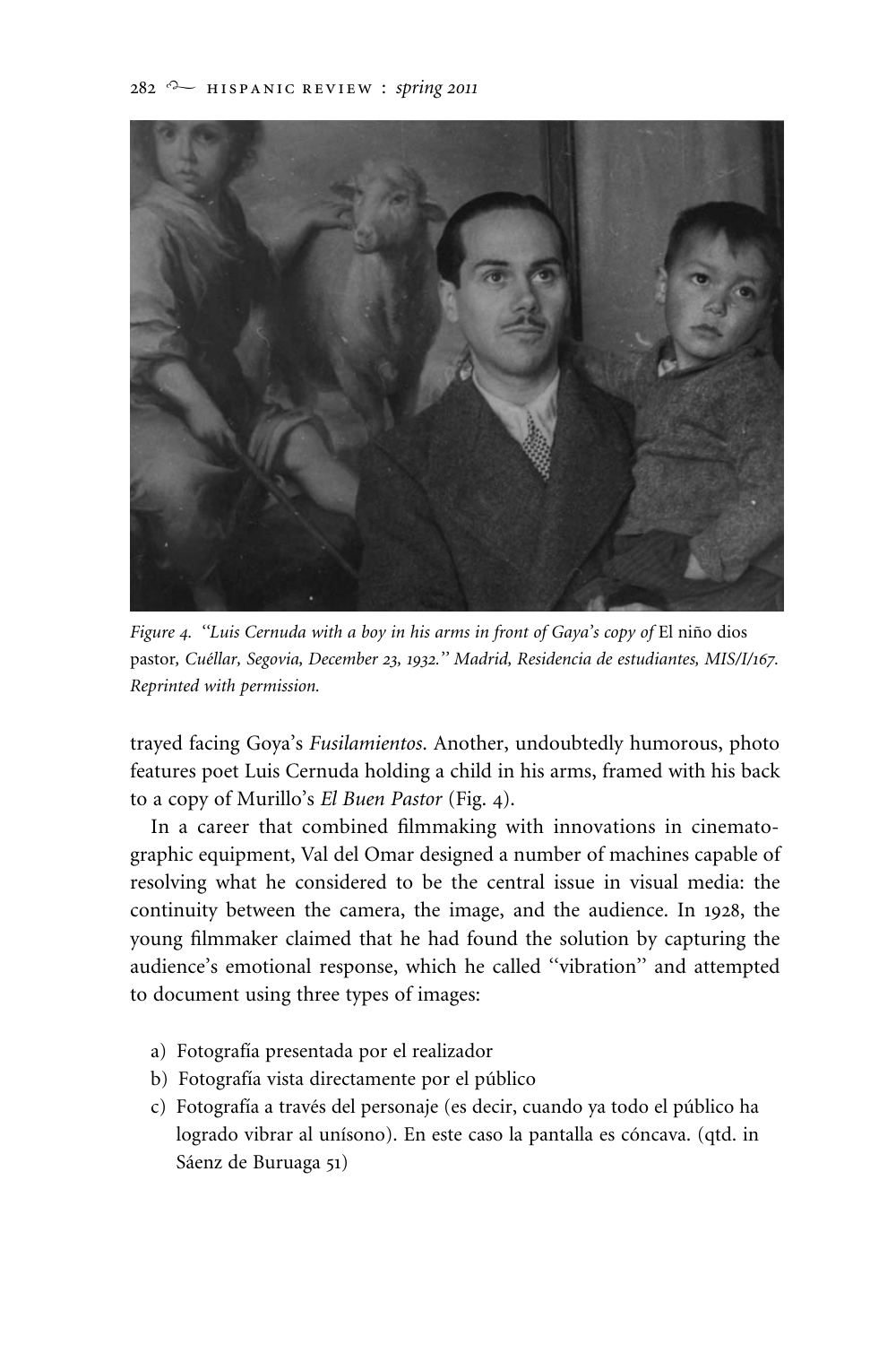*Figure 4. "Luis Cernuda with a boy in his arms in front of Gaya's copy of* El niño dios pastor*, Cuéllar, Segovia, December 23, 1932." Madrid, Residencia de estudiantes, MIS/I/167. Reprinted with permission.*

trayed facing Goya's *Fusilamientos*. Another, undoubtedly humorous, photo features poet Luis Cernuda holding a child in his arms, framed with his back to a copy of Murillo's *El Buen Pastor* (Fig. 4).

In a career that combined filmmaking with innovations in cinematographic equipment, Val del Omar designed a number of machines capable of resolving what he considered to be the central issue in visual media: the continuity between the camera, the image, and the audience. In 1928, the young filmmaker claimed that he had found the solution by capturing the audience's emotional response, which he called "vibration" and attempted to document using three types of images:

a) Fotografía presentada por el realizador
b) Fotografía vista directamente por el público
c) Fotografía a través del personaje (es decir, cuando ya todo el público ha logrado vibrar al unísono). En este caso la pantalla es cóncava. (qtd. in Sáenz de Buruaga 51)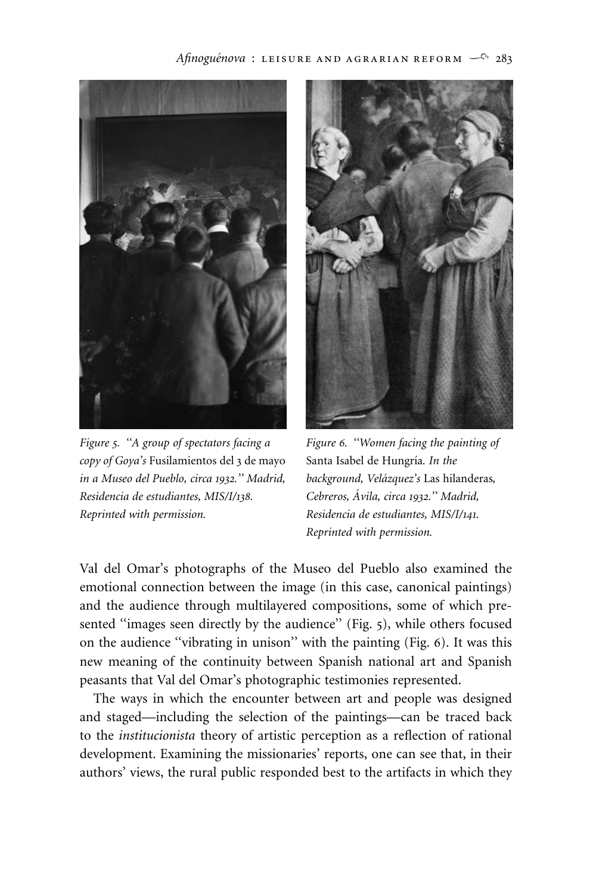*Figure 5. "A group of spectators facing a copy of Goya's* Fusilamientos del 3 de mayo *in a Museo del Pueblo, circa 1932." Madrid, Residencia de estudiantes, MIS/I/138. Reprinted with permission.*

*Figure 6. "Women facing the painting of* Santa Isabel de Hungría. *In the background, Velázquez's* Las hilanderas, *Cebreros, Ávila, circa 1932." Madrid, Residencia de estudiantes, MIS/I/141. Reprinted with permission.*

Val del Omar's photographs of the Museo del Pueblo also examined the emotional connection between the image (in this case, canonical paintings) and the audience through multilayered compositions, some of which presented "images seen directly by the audience" (Fig. 5), while others focused on the audience "vibrating in unison" with the painting (Fig. 6). It was this new meaning of the continuity between Spanish national art and Spanish peasants that Val del Omar's photographic testimonies represented.

The ways in which the encounter between art and people was designed and staged—including the selection of the paintings—can be traced back to the *institucionista* theory of artistic perception as a reflection of rational development. Examining the missionaries' reports, one can see that, in their authors' views, the rural public responded best to the artifacts in which they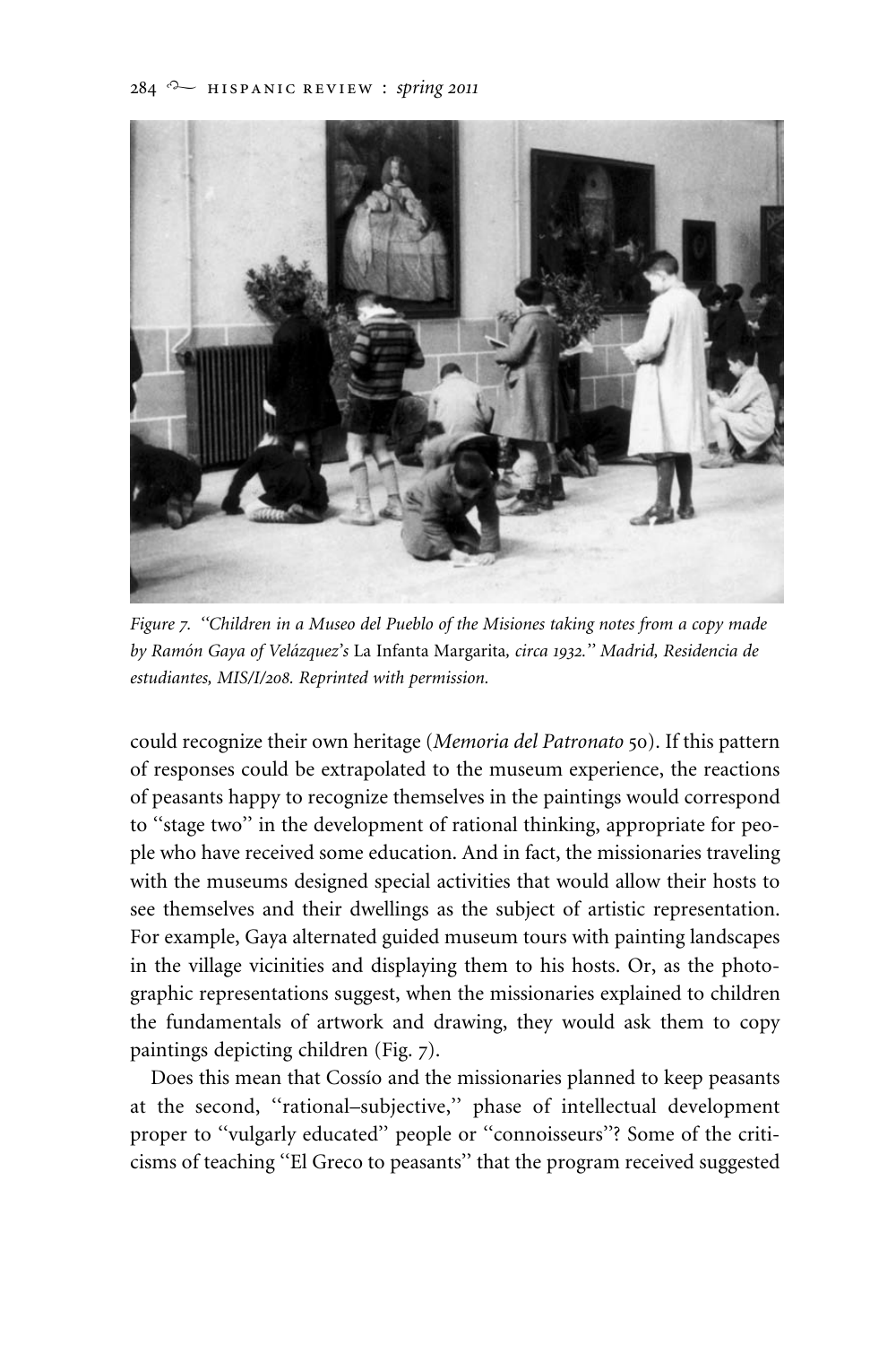*Figure 7. "Children in a Museo del Pueblo of the Misiones taking notes from a copy made by Ramón Gaya of Velázquez's* La Infanta Margarita*, circa 1932." Madrid, Residencia de estudiantes, MIS/I/208. Reprinted with permission.*

could recognize their own heritage (*Memoria del Patronato* 50). If this pattern of responses could be extrapolated to the museum experience, the reactions of peasants happy to recognize themselves in the paintings would correspond to "stage two" in the development of rational thinking, appropriate for people who have received some education. And in fact, the missionaries traveling with the museums designed special activities that would allow their hosts to see themselves and their dwellings as the subject of artistic representation. For example, Gaya alternated guided museum tours with painting landscapes in the village vicinities and displaying them to his hosts. Or, as the photographic representations suggest, when the missionaries explained to children the fundamentals of artwork and drawing, they would ask them to copy paintings depicting children (Fig. 7).

Does this mean that Cossío and the missionaries planned to keep peasants at the second, "rational–subjective," phase of intellectual development proper to "vulgarly educated" people or "connoisseurs"? Some of the criticisms of teaching "El Greco to peasants" that the program received suggested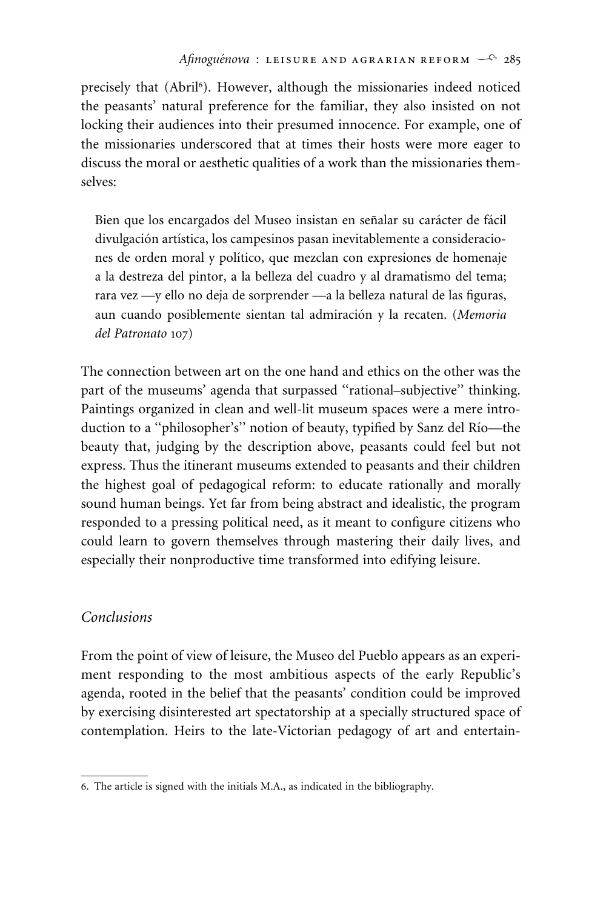precisely that (Abril[6]). However, although the missionaries indeed noticed the peasants' natural preference for the familiar, they also insisted on not locking their audiences into their presumed innocence. For example, one of the missionaries underscored that at times their hosts were more eager to discuss the moral or aesthetic qualities of a work than the missionaries themselves:

> Bien que los encargados del Museo insistan en señalar su carácter de fácil divulgación artística, los campesinos pasan inevitablemente a consideraciones de orden moral y político, que mezclan con expresiones de homenaje a la destreza del pintor, a la belleza del cuadro y al dramatismo del tema; rara vez —y ello no deja de sorprender —a la belleza natural de las figuras, aun cuando posiblemente sientan tal admiración y la recaten. (*Memoria del Patronato* 107)

The connection between art on the one hand and ethics on the other was the part of the museums' agenda that surpassed ''rational–subjective'' thinking. Paintings organized in clean and well-lit museum spaces were a mere introduction to a ''philosopher's'' notion of beauty, typified by Sanz del Río—the beauty that, judging by the description above, peasants could feel but not express. Thus the itinerant museums extended to peasants and their children the highest goal of pedagogical reform: to educate rationally and morally sound human beings. Yet far from being abstract and idealistic, the program responded to a pressing political need, as it meant to configure citizens who could learn to govern themselves through mastering their daily lives, and especially their nonproductive time transformed into edifying leisure.

## *Conclusions*

From the point of view of leisure, the Museo del Pueblo appears as an experiment responding to the most ambitious aspects of the early Republic's agenda, rooted in the belief that the peasants' condition could be improved by exercising disinterested art spectatorship at a specially structured space of contemplation. Heirs to the late-Victorian pedagogy of art and entertain-

6. The article is signed with the initials M.A., as indicated in the bibliography.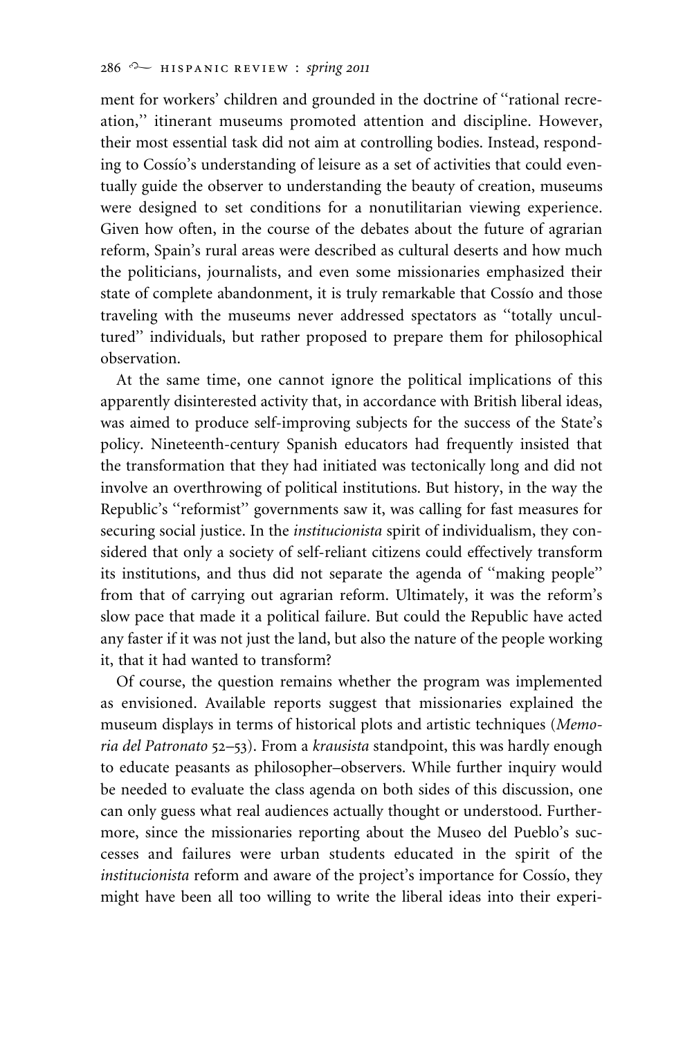ment for workers' children and grounded in the doctrine of "rational recreation," itinerant museums promoted attention and discipline. However, their most essential task did not aim at controlling bodies. Instead, responding to Cossío's understanding of leisure as a set of activities that could eventually guide the observer to understanding the beauty of creation, museums were designed to set conditions for a nonutilitarian viewing experience. Given how often, in the course of the debates about the future of agrarian reform, Spain's rural areas were described as cultural deserts and how much the politicians, journalists, and even some missionaries emphasized their state of complete abandonment, it is truly remarkable that Cossío and those traveling with the museums never addressed spectators as "totally uncultured" individuals, but rather proposed to prepare them for philosophical observation.

At the same time, one cannot ignore the political implications of this apparently disinterested activity that, in accordance with British liberal ideas, was aimed to produce self-improving subjects for the success of the State's policy. Nineteenth-century Spanish educators had frequently insisted that the transformation that they had initiated was tectonically long and did not involve an overthrowing of political institutions. But history, in the way the Republic's "reformist" governments saw it, was calling for fast measures for securing social justice. In the *institucionista* spirit of individualism, they considered that only a society of self-reliant citizens could effectively transform its institutions, and thus did not separate the agenda of "making people" from that of carrying out agrarian reform. Ultimately, it was the reform's slow pace that made it a political failure. But could the Republic have acted any faster if it was not just the land, but also the nature of the people working it, that it had wanted to transform?

Of course, the question remains whether the program was implemented as envisioned. Available reports suggest that missionaries explained the museum displays in terms of historical plots and artistic techniques (*Memoria del Patronato* 52–53). From a *krausista* standpoint, this was hardly enough to educate peasants as philosopher–observers. While further inquiry would be needed to evaluate the class agenda on both sides of this discussion, one can only guess what real audiences actually thought or understood. Furthermore, since the missionaries reporting about the Museo del Pueblo's successes and failures were urban students educated in the spirit of the *institucionista* reform and aware of the project's importance for Cossío, they might have been all too willing to write the liberal ideas into their experi-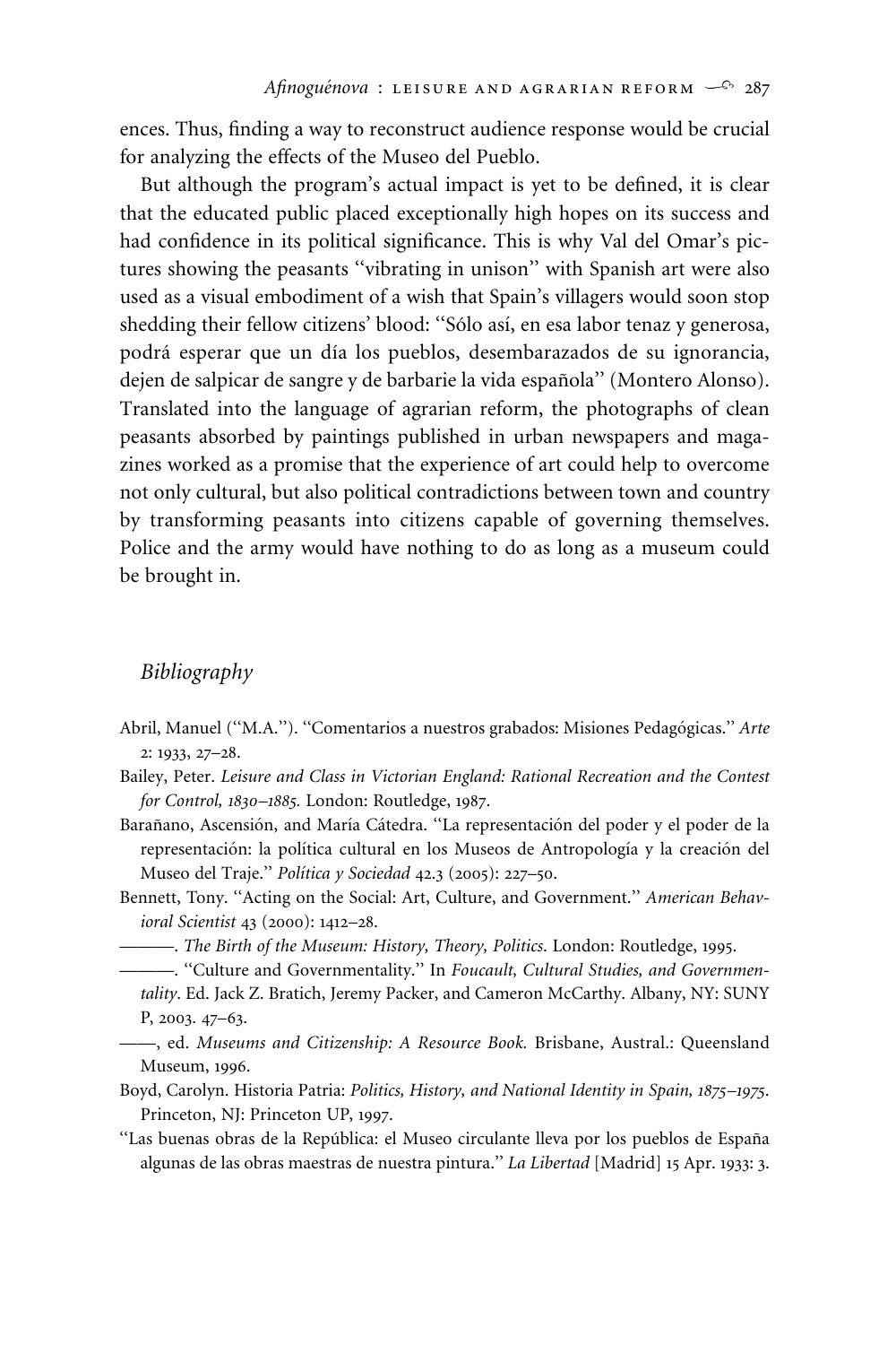ences. Thus, finding a way to reconstruct audience response would be crucial for analyzing the effects of the Museo del Pueblo.

But although the program's actual impact is yet to be defined, it is clear that the educated public placed exceptionally high hopes on its success and had confidence in its political significance. This is why Val del Omar's pictures showing the peasants "vibrating in unison" with Spanish art were also used as a visual embodiment of a wish that Spain's villagers would soon stop shedding their fellow citizens' blood: "Sólo así, en esa labor tenaz y generosa, podrá esperar que un día los pueblos, desembarazados de su ignorancia, dejen de salpicar de sangre y de barbarie la vida española" (Montero Alonso). Translated into the language of agrarian reform, the photographs of clean peasants absorbed by paintings published in urban newspapers and magazines worked as a promise that the experience of art could help to overcome not only cultural, but also political contradictions between town and country by transforming peasants into citizens capable of governing themselves. Police and the army would have nothing to do as long as a museum could be brought in.

## Bibliography

Abril, Manuel ("M.A."). "Comentarios a nuestros grabados: Misiones Pedagógicas." *Arte* 2: 1933, 27–28.

Bailey, Peter. *Leisure and Class in Victorian England: Rational Recreation and the Contest for Control, 1830–1885.* London: Routledge, 1987.

Barañano, Ascensión, and María Cátedra. "La representación del poder y el poder de la representación: la política cultural en los Museos de Antropología y la creación del Museo del Traje." *Política y Sociedad* 42.3 (2005): 227–50.

Bennett, Tony. "Acting on the Social: Art, Culture, and Government." *American Behavioral Scientist* 43 (2000): 1412–28.

———. *The Birth of the Museum: History, Theory, Politics.* London: Routledge, 1995.

———. "Culture and Governmentality." In *Foucault, Cultural Studies, and Governmentality*. Ed. Jack Z. Bratich, Jeremy Packer, and Cameron McCarthy. Albany, NY: SUNY P, 2003. 47–63.

——, ed. *Museums and Citizenship: A Resource Book.* Brisbane, Austral.: Queensland Museum, 1996.

Boyd, Carolyn. Historia Patria: *Politics, History, and National Identity in Spain, 1875–1975*. Princeton, NJ: Princeton UP, 1997.

"Las buenas obras de la República: el Museo circulante lleva por los pueblos de España algunas de las obras maestras de nuestra pintura." *La Libertad* [Madrid] 15 Apr. 1933: 3.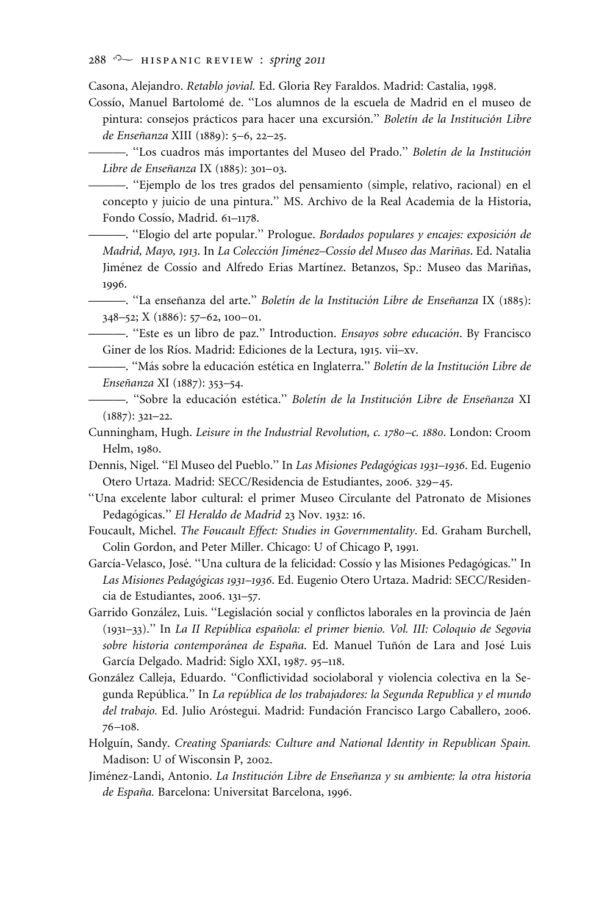Casona, Alejandro. *Retablo jovial.* Ed. Gloria Rey Faraldos. Madrid: Castalia, 1998.

Cossío, Manuel Bartolomé de. "Los alumnos de la escuela de Madrid en el museo de pintura: consejos prácticos para hacer una excursión." *Boletín de la Institución Libre de Enseñanza* XIII (1889): 5–6, 22–25.

———. "Los cuadros más importantes del Museo del Prado." *Boletín de la Institución Libre de Enseñanza* IX (1885): 301–03.

———. "Ejemplo de los tres grados del pensamiento (simple, relativo, racional) en el concepto y juicio de una pintura." MS. Archivo de la Real Academia de la Historia, Fondo Cossío, Madrid. 61–1178.

———. "Elogio del arte popular." Prologue. *Bordados populares y encajes: exposición de Madrid, Mayo, 1913*. In *La Colección Jiménez–Cossío del Museo das Mariñas*. Ed. Natalia Jiménez de Cossío and Alfredo Erias Martínez. Betanzos, Sp.: Museo das Mariñas, 1996.

———. "La enseñanza del arte." *Boletín de la Institución Libre de Enseñanza* IX (1885): 348–52; X (1886): 57–62, 100–01.

———. "Este es un libro de paz." Introduction. *Ensayos sobre educación*. By Francisco Giner de los Ríos. Madrid: Ediciones de la Lectura, 1915. vii–xv.

———. "Más sobre la educación estética en Inglaterra." *Boletín de la Institución Libre de Enseñanza* XI (1887): 353–54.

———. "Sobre la educación estética." *Boletín de la Institución Libre de Enseñanza* XI (1887): 321–22.

Cunningham, Hugh. *Leisure in the Industrial Revolution, c. 1780–c. 1880*. London: Croom Helm, 1980.

Dennis, Nigel. "El Museo del Pueblo." In *Las Misiones Pedagógicas 1931–1936*. Ed. Eugenio Otero Urtaza. Madrid: SECC/Residencia de Estudiantes, 2006. 329–45.

"Una excelente labor cultural: el primer Museo Circulante del Patronato de Misiones Pedagógicas." *El Heraldo de Madrid* 23 Nov. 1932: 16.

Foucault, Michel. *The Foucault Effect: Studies in Governmentality*. Ed. Graham Burchell, Colin Gordon, and Peter Miller. Chicago: U of Chicago P, 1991.

García-Velasco, José. "Una cultura de la felicidad: Cossío y las Misiones Pedagógicas." In *Las Misiones Pedagógicas 1931–1936*. Ed. Eugenio Otero Urtaza. Madrid: SECC/Residencia de Estudiantes, 2006. 131–57.

Garrido González, Luis. "Legislación social y conflictos laborales en la provincia de Jaén (1931–33)." In *La II República española: el primer bienio. Vol. III: Coloquio de Segovia sobre historia contemporánea de España*. Ed. Manuel Tuñón de Lara and José Luis García Delgado. Madrid: Siglo XXI, 1987. 95–118.

González Calleja, Eduardo. "Conflictividad sociolaboral y violencia colectiva en la Segunda República." In *La república de los trabajadores: la Segunda Republica y el mundo del trabajo.* Ed. Julio Aróstegui. Madrid: Fundación Francisco Largo Caballero, 2006. 76–108.

Holguín, Sandy. *Creating Spaniards: Culture and National Identity in Republican Spain.* Madison: U of Wisconsin P, 2002.

Jiménez-Landi, Antonio. *La Institución Libre de Enseñanza y su ambiente: la otra historia de España.* Barcelona: Universitat Barcelona, 1996.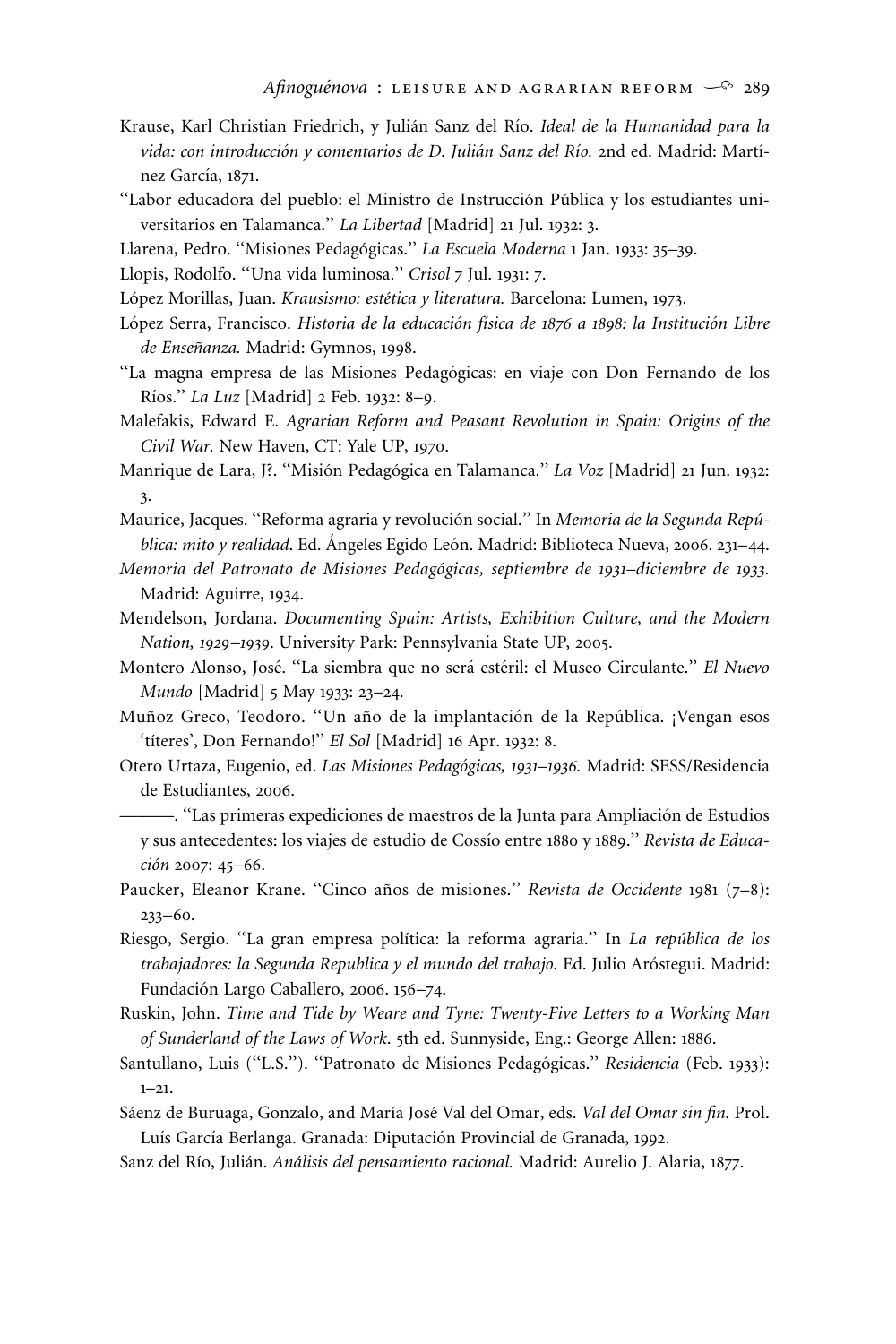Krause, Karl Christian Friedrich, y Julián Sanz del Río. *Ideal de la Humanidad para la vida: con introducción y comentarios de D. Julián Sanz del Río.* 2nd ed. Madrid: Martínez García, 1871.

''Labor educadora del pueblo: el Ministro de Instrucción Pública y los estudiantes universitarios en Talamanca.'' *La Libertad* [Madrid] 21 Jul. 1932: 3.

Llarena, Pedro. ''Misiones Pedagógicas.'' *La Escuela Moderna* 1 Jan. 1933: 35–39.

Llopis, Rodolfo. ''Una vida luminosa.'' *Crisol* 7 Jul. 1931: 7.

López Morillas, Juan. *Krausismo: estética y literatura.* Barcelona: Lumen, 1973.

López Serra, Francisco. *Historia de la educación física de 1876 a 1898: la Institución Libre de Enseñanza.* Madrid: Gymnos, 1998.

''La magna empresa de las Misiones Pedagógicas: en viaje con Don Fernando de los Ríos.'' *La Luz* [Madrid] 2 Feb. 1932: 8–9.

Malefakis, Edward E. *Agrarian Reform and Peasant Revolution in Spain: Origins of the Civil War.* New Haven, CT: Yale UP, 1970.

Manrique de Lara, J?. ''Misión Pedagógica en Talamanca.'' *La Voz* [Madrid] 21 Jun. 1932: 3.

Maurice, Jacques. ''Reforma agraria y revolución social.'' In *Memoria de la Segunda República: mito y realidad*. Ed. Ángeles Egido León. Madrid: Biblioteca Nueva, 2006. 231–44.

*Memoria del Patronato de Misiones Pedagógicas, septiembre de 1931–diciembre de 1933.* Madrid: Aguirre, 1934.

Mendelson, Jordana. *Documenting Spain: Artists, Exhibition Culture, and the Modern Nation, 1929–1939*. University Park: Pennsylvania State UP, 2005.

Montero Alonso, José. ''La siembra que no será estéril: el Museo Circulante.'' *El Nuevo Mundo* [Madrid] 5 May 1933: 23–24.

Muñoz Greco, Teodoro. ''Un año de la implantación de la República. ¡Vengan esos 'títeres', Don Fernando!'' *El Sol* [Madrid] 16 Apr. 1932: 8.

Otero Urtaza, Eugenio, ed. *Las Misiones Pedagógicas, 1931–1936.* Madrid: SESS/Residencia de Estudiantes, 2006.

———. ''Las primeras expediciones de maestros de la Junta para Ampliación de Estudios y sus antecedentes: los viajes de estudio de Cossío entre 1880 y 1889.'' *Revista de Educación* 2007: 45–66.

Paucker, Eleanor Krane. ''Cinco años de misiones.'' *Revista de Occidente* 1981 (7–8): 233–60.

Riesgo, Sergio. ''La gran empresa política: la reforma agraria.'' In *La república de los trabajadores: la Segunda Republica y el mundo del trabajo.* Ed. Julio Aróstegui. Madrid: Fundación Largo Caballero, 2006. 156–74.

Ruskin, John. *Time and Tide by Weare and Tyne: Twenty-Five Letters to a Working Man of Sunderland of the Laws of Work.* 5th ed. Sunnyside, Eng.: George Allen: 1886.

Santullano, Luis (''L.S.''). ''Patronato de Misiones Pedagógicas.'' *Residencia* (Feb. 1933): 1–21.

Sáenz de Buruaga, Gonzalo, and María José Val del Omar, eds. *Val del Omar sin fin.* Prol. Luís García Berlanga. Granada: Diputación Provincial de Granada, 1992.

Sanz del Río, Julián. *Análisis del pensamiento racional.* Madrid: Aurelio J. Alaria, 1877.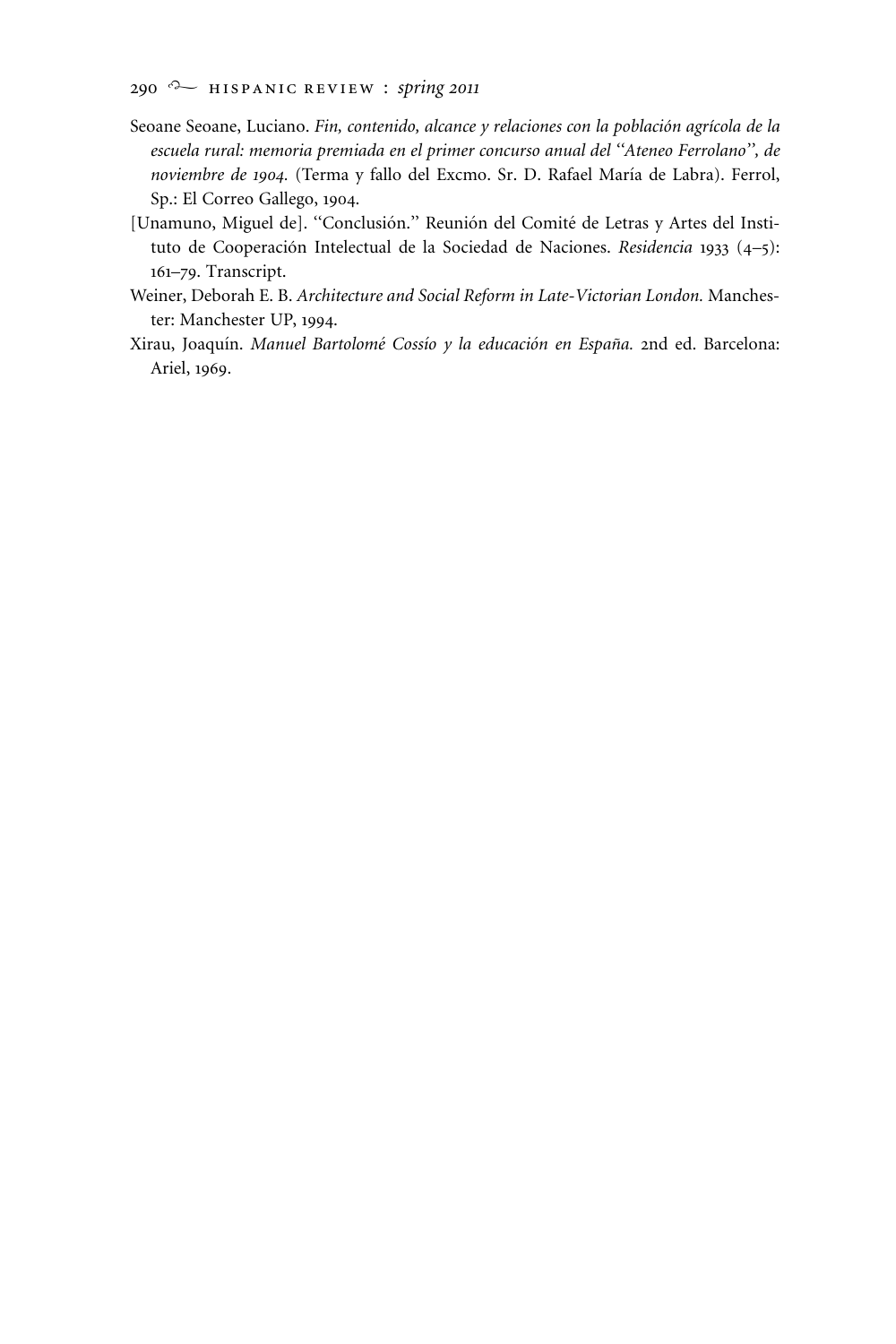Seoane Seoane, Luciano. *Fin, contenido, alcance y relaciones con la población agrícola de la escuela rural: memoria premiada en el primer concurso anual del "Ateneo Ferrolano", de noviembre de 1904.* (Terma y fallo del Excmo. Sr. D. Rafael María de Labra). Ferrol, Sp.: El Correo Gallego, 1904.

[Unamuno, Miguel de]. "Conclusión." Reunión del Comité de Letras y Artes del Instituto de Cooperación Intelectual de la Sociedad de Naciones. *Residencia* 1933 (4–5): 161–79. Transcript.

Weiner, Deborah E. B. *Architecture and Social Reform in Late-Victorian London.* Manchester: Manchester UP, 1994.

Xirau, Joaquín. *Manuel Bartolomé Cossío y la educación en España.* 2nd ed. Barcelona: Ariel, 1969.